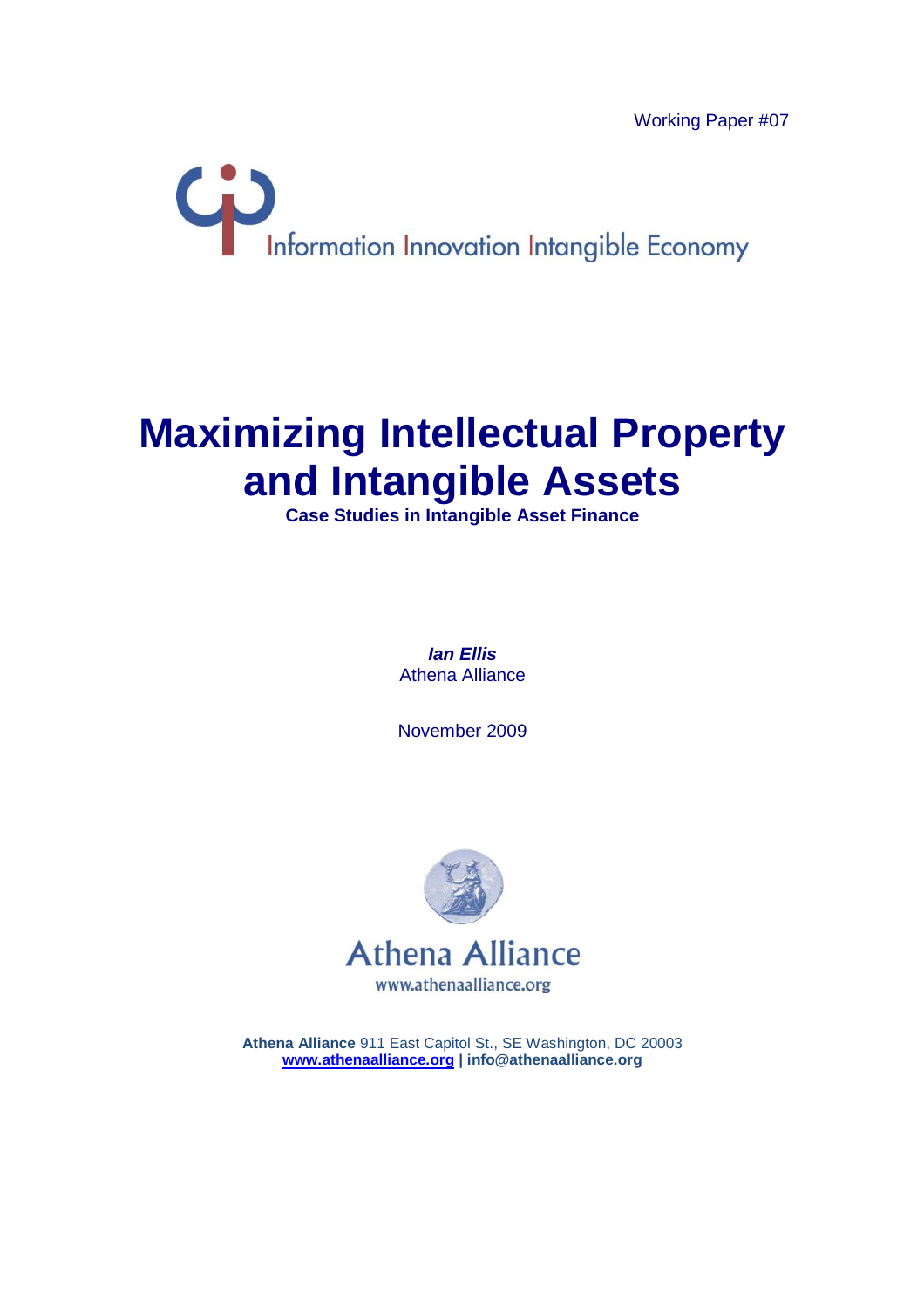Working Paper #07

Information Innovation Intangible Economy

# Maximizing Intellectual Property and Intangible Assets

**Case Studies in Intangible Asset Finance**

***Ian Ellis***
Athena Alliance

November 2009

Athena Alliance
www.athenaalliance.org

**Athena Alliance** 911 East Capitol St., SE Washington, DC 20003
**www.athenaalliance.org | info@athenaalliance.org**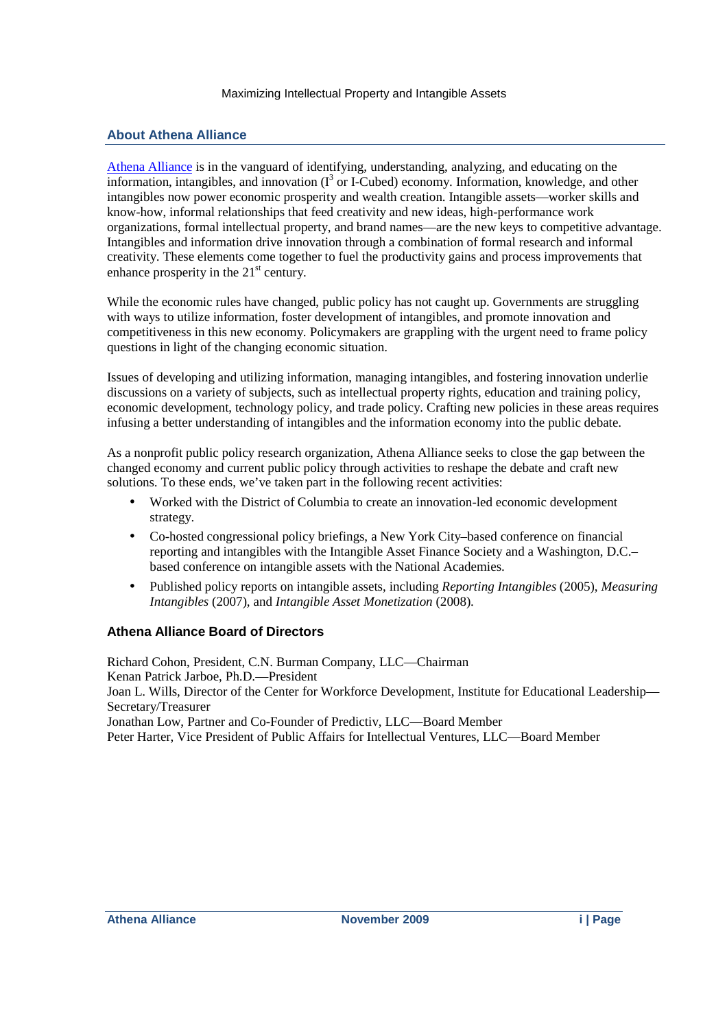## About Athena Alliance

Athena Alliance is in the vanguard of identifying, understanding, analyzing, and educating on the information, intangibles, and innovation ($I^3$ or I-Cubed) economy. Information, knowledge, and other intangibles now power economic prosperity and wealth creation. Intangible assets—worker skills and know-how, informal relationships that feed creativity and new ideas, high-performance work organizations, formal intellectual property, and brand names—are the new keys to competitive advantage. Intangibles and information drive innovation through a combination of formal research and informal creativity. These elements come together to fuel the productivity gains and process improvements that enhance prosperity in the 21st century.

While the economic rules have changed, public policy has not caught up. Governments are struggling with ways to utilize information, foster development of intangibles, and promote innovation and competitiveness in this new economy. Policymakers are grappling with the urgent need to frame policy questions in light of the changing economic situation.

Issues of developing and utilizing information, managing intangibles, and fostering innovation underlie discussions on a variety of subjects, such as intellectual property rights, education and training policy, economic development, technology policy, and trade policy. Crafting new policies in these areas requires infusing a better understanding of intangibles and the information economy into the public debate.

As a nonprofit public policy research organization, Athena Alliance seeks to close the gap between the changed economy and current public policy through activities to reshape the debate and craft new solutions. To these ends, we've taken part in the following recent activities:

- Worked with the District of Columbia to create an innovation-led economic development strategy.
- Co-hosted congressional policy briefings, a New York City–based conference on financial reporting and intangibles with the Intangible Asset Finance Society and a Washington, D.C.–based conference on intangible assets with the National Academies.
- Published policy reports on intangible assets, including *Reporting Intangibles* (2005), *Measuring Intangibles* (2007), and *Intangible Asset Monetization* (2008).

### Athena Alliance Board of Directors

Richard Cohon, President, C.N. Burman Company, LLC—Chairman
Kenan Patrick Jarboe, Ph.D.—President
Joan L. Wills, Director of the Center for Workforce Development, Institute for Educational Leadership—Secretary/Treasurer
Jonathan Low, Partner and Co-Founder of Predictiv, LLC—Board Member
Peter Harter, Vice President of Public Affairs for Intellectual Ventures, LLC—Board Member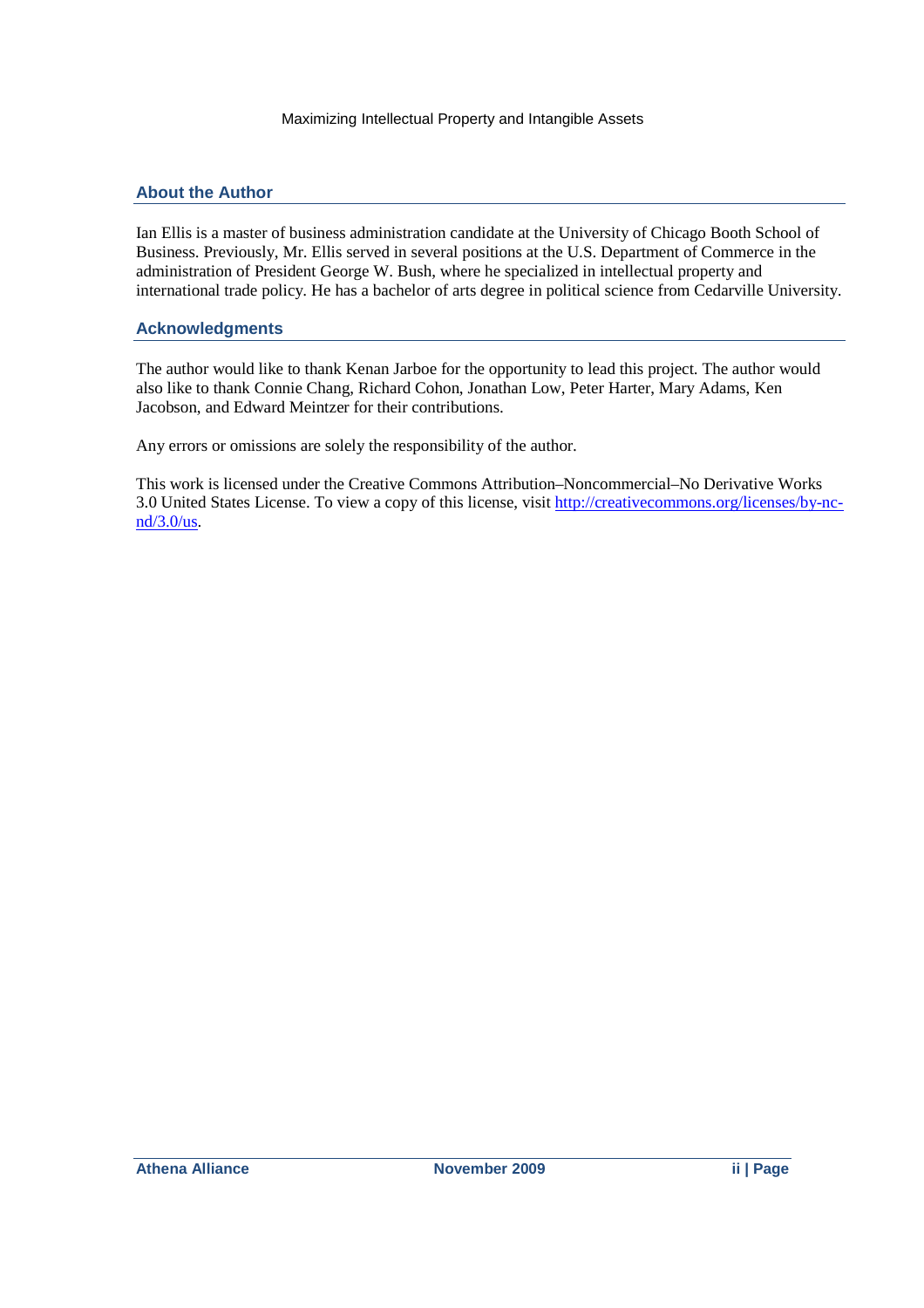## About the Author

Ian Ellis is a master of business administration candidate at the University of Chicago Booth School of Business. Previously, Mr. Ellis served in several positions at the U.S. Department of Commerce in the administration of President George W. Bush, where he specialized in intellectual property and international trade policy. He has a bachelor of arts degree in political science from Cedarville University.

## Acknowledgments

The author would like to thank Kenan Jarboe for the opportunity to lead this project. The author would also like to thank Connie Chang, Richard Cohon, Jonathan Low, Peter Harter, Mary Adams, Ken Jacobson, and Edward Meintzer for their contributions.

Any errors or omissions are solely the responsibility of the author.

This work is licensed under the Creative Commons Attribution–Noncommercial–No Derivative Works 3.0 United States License. To view a copy of this license, visit [http://creativecommons.org/licenses/by-nc-nd/3.0/us](http://creativecommons.org/licenses/by-nc-nd/3.0/us).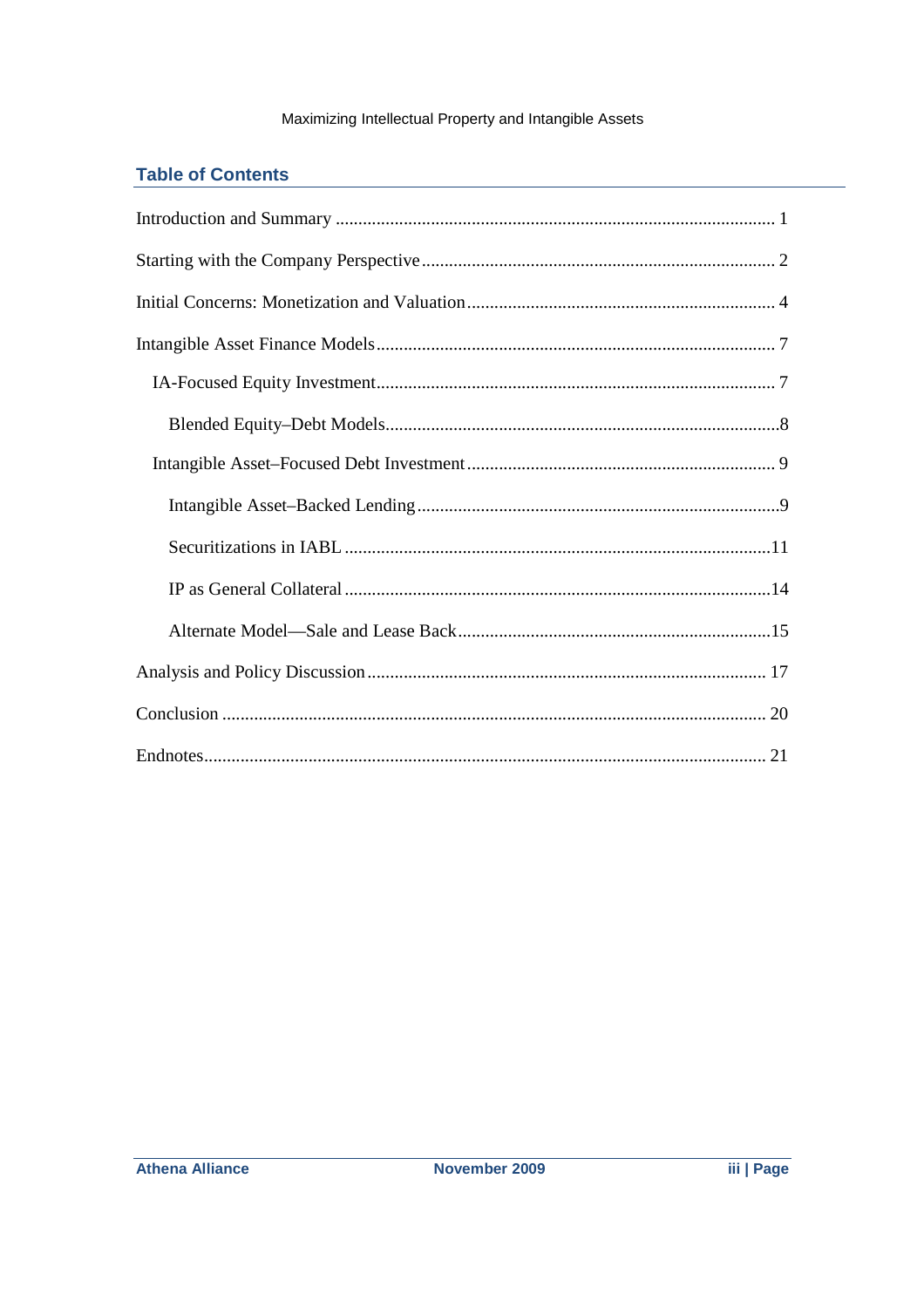## Table of Contents

Introduction and Summary ..... 1

Starting with the Company Perspective ..... 2

Initial Concerns: Monetization and Valuation ..... 4

Intangible Asset Finance Models ..... 7

- IA-Focused Equity Investment ..... 7
  - Blended Equity–Debt Models ..... 8
- Intangible Asset–Focused Debt Investment ..... 9
  - Intangible Asset–Backed Lending ..... 9
  - Securitizations in IABL ..... 11
  - IP as General Collateral ..... 14
  - Alternate Model—Sale and Lease Back ..... 15

Analysis and Policy Discussion ..... 17

Conclusion ..... 20

Endnotes ..... 21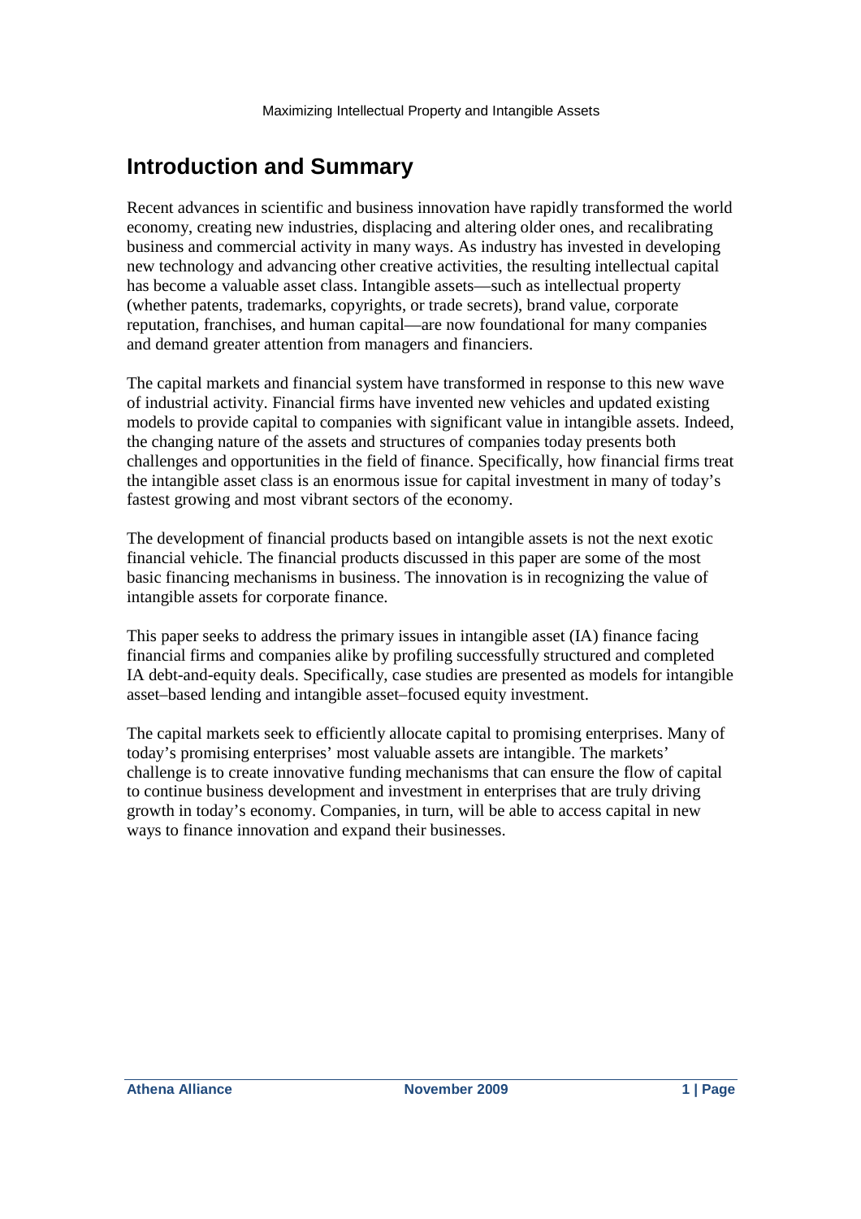# Introduction and Summary

Recent advances in scientific and business innovation have rapidly transformed the world economy, creating new industries, displacing and altering older ones, and recalibrating business and commercial activity in many ways. As industry has invested in developing new technology and advancing other creative activities, the resulting intellectual capital has become a valuable asset class. Intangible assets—such as intellectual property (whether patents, trademarks, copyrights, or trade secrets), brand value, corporate reputation, franchises, and human capital—are now foundational for many companies and demand greater attention from managers and financiers.

The capital markets and financial system have transformed in response to this new wave of industrial activity. Financial firms have invented new vehicles and updated existing models to provide capital to companies with significant value in intangible assets. Indeed, the changing nature of the assets and structures of companies today presents both challenges and opportunities in the field of finance. Specifically, how financial firms treat the intangible asset class is an enormous issue for capital investment in many of today's fastest growing and most vibrant sectors of the economy.

The development of financial products based on intangible assets is not the next exotic financial vehicle. The financial products discussed in this paper are some of the most basic financing mechanisms in business. The innovation is in recognizing the value of intangible assets for corporate finance.

This paper seeks to address the primary issues in intangible asset (IA) finance facing financial firms and companies alike by profiling successfully structured and completed IA debt-and-equity deals. Specifically, case studies are presented as models for intangible asset–based lending and intangible asset–focused equity investment.

The capital markets seek to efficiently allocate capital to promising enterprises. Many of today's promising enterprises' most valuable assets are intangible. The markets' challenge is to create innovative funding mechanisms that can ensure the flow of capital to continue business development and investment in enterprises that are truly driving growth in today's economy. Companies, in turn, will be able to access capital in new ways to finance innovation and expand their businesses.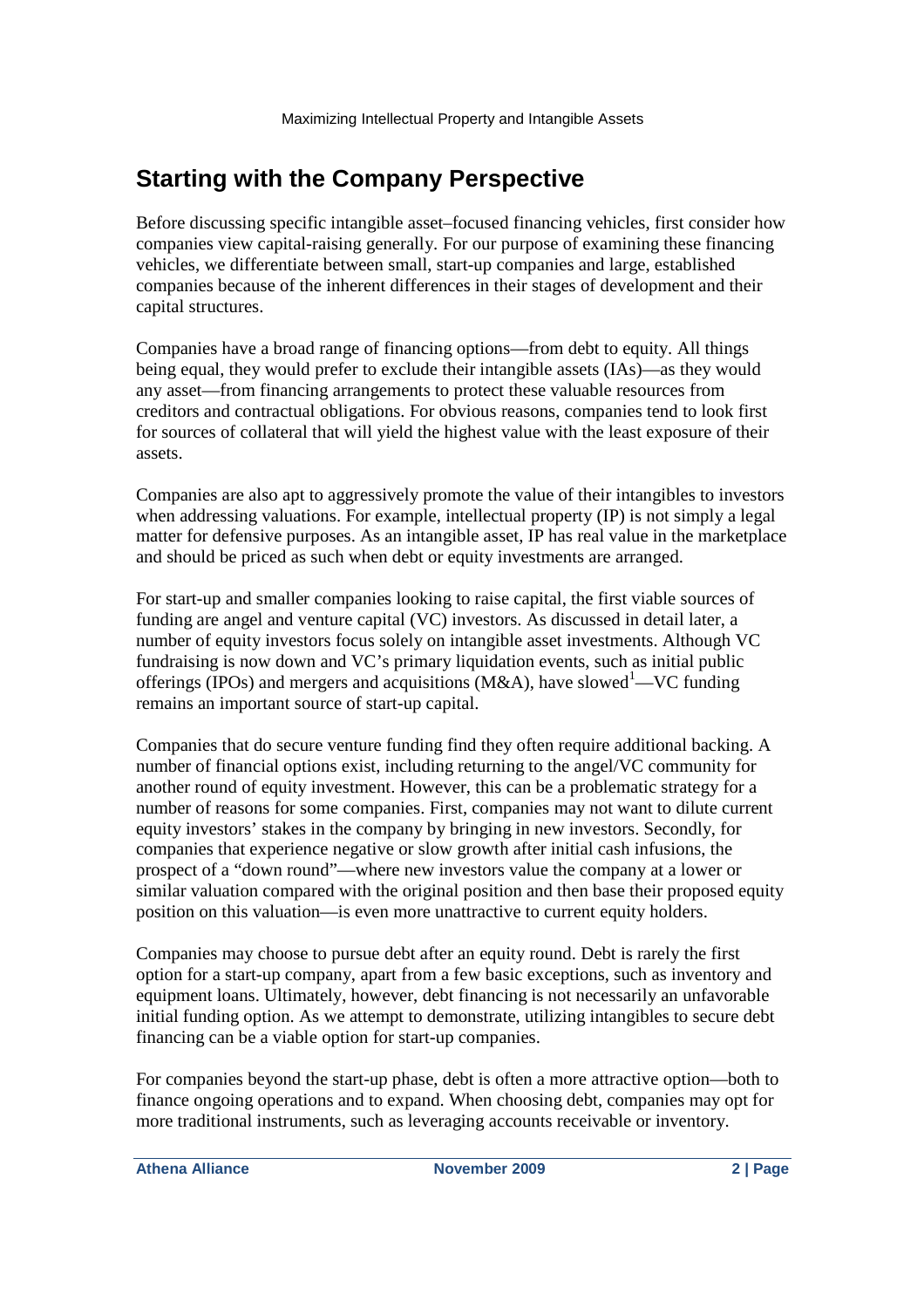## Starting with the Company Perspective

Before discussing specific intangible asset–focused financing vehicles, first consider how companies view capital-raising generally. For our purpose of examining these financing vehicles, we differentiate between small, start-up companies and large, established companies because of the inherent differences in their stages of development and their capital structures.

Companies have a broad range of financing options—from debt to equity. All things being equal, they would prefer to exclude their intangible assets (IAs)—as they would any asset—from financing arrangements to protect these valuable resources from creditors and contractual obligations. For obvious reasons, companies tend to look first for sources of collateral that will yield the highest value with the least exposure of their assets.

Companies are also apt to aggressively promote the value of their intangibles to investors when addressing valuations. For example, intellectual property (IP) is not simply a legal matter for defensive purposes. As an intangible asset, IP has real value in the marketplace and should be priced as such when debt or equity investments are arranged.

For start-up and smaller companies looking to raise capital, the first viable sources of funding are angel and venture capital (VC) investors. As discussed in detail later, a number of equity investors focus solely on intangible asset investments. Although VC fundraising is now down and VC's primary liquidation events, such as initial public offerings (IPOs) and mergers and acquisitions (M&A), have slowed[1]—VC funding remains an important source of start-up capital.

Companies that do secure venture funding find they often require additional backing. A number of financial options exist, including returning to the angel/VC community for another round of equity investment. However, this can be a problematic strategy for a number of reasons for some companies. First, companies may not want to dilute current equity investors' stakes in the company by bringing in new investors. Secondly, for companies that experience negative or slow growth after initial cash infusions, the prospect of a "down round"—where new investors value the company at a lower or similar valuation compared with the original position and then base their proposed equity position on this valuation—is even more unattractive to current equity holders.

Companies may choose to pursue debt after an equity round. Debt is rarely the first option for a start-up company, apart from a few basic exceptions, such as inventory and equipment loans. Ultimately, however, debt financing is not necessarily an unfavorable initial funding option. As we attempt to demonstrate, utilizing intangibles to secure debt financing can be a viable option for start-up companies.

For companies beyond the start-up phase, debt is often a more attractive option—both to finance ongoing operations and to expand. When choosing debt, companies may opt for more traditional instruments, such as leveraging accounts receivable or inventory.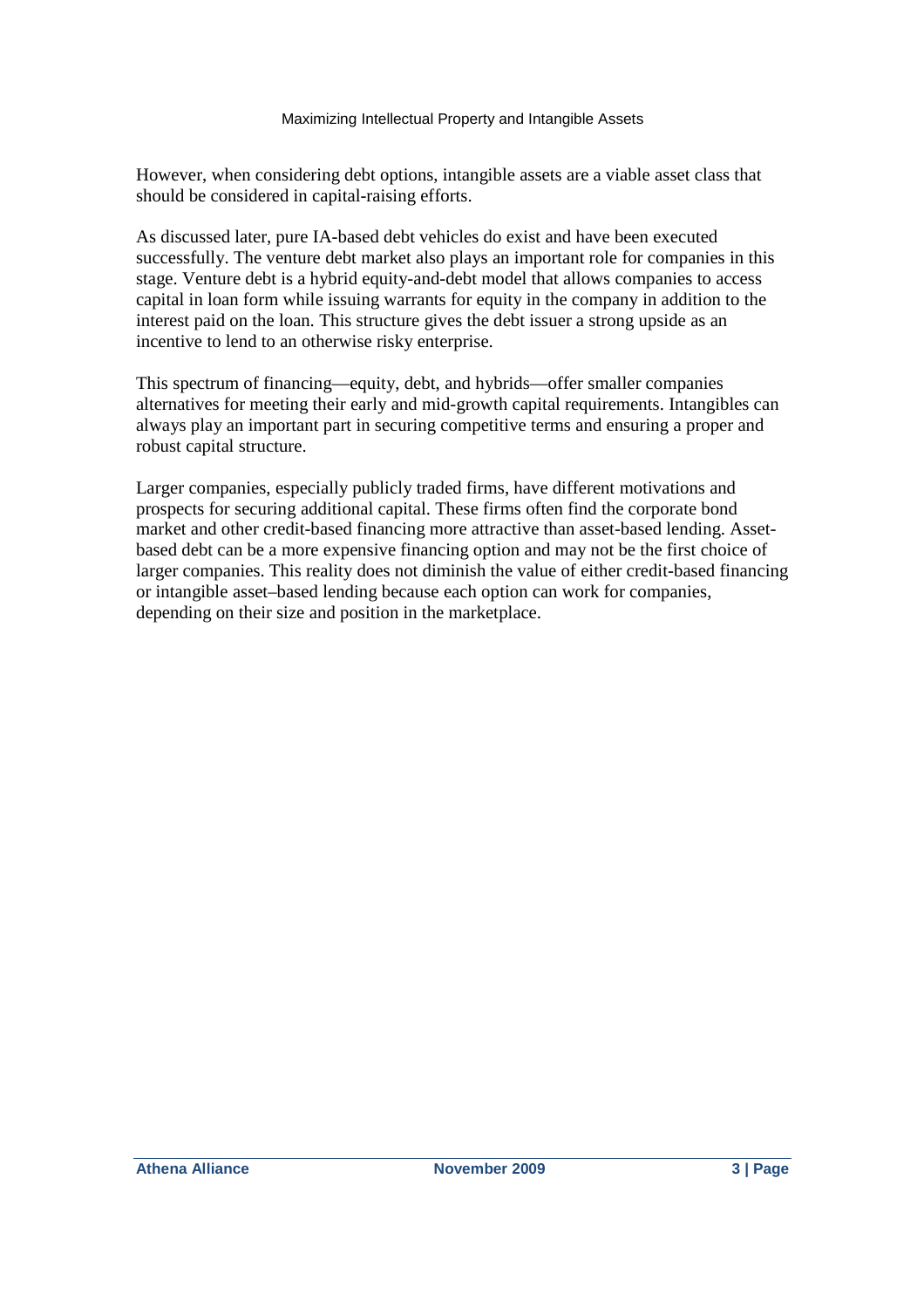However, when considering debt options, intangible assets are a viable asset class that should be considered in capital-raising efforts.

As discussed later, pure IA-based debt vehicles do exist and have been executed successfully. The venture debt market also plays an important role for companies in this stage. Venture debt is a hybrid equity-and-debt model that allows companies to access capital in loan form while issuing warrants for equity in the company in addition to the interest paid on the loan. This structure gives the debt issuer a strong upside as an incentive to lend to an otherwise risky enterprise.

This spectrum of financing—equity, debt, and hybrids—offer smaller companies alternatives for meeting their early and mid-growth capital requirements. Intangibles can always play an important part in securing competitive terms and ensuring a proper and robust capital structure.

Larger companies, especially publicly traded firms, have different motivations and prospects for securing additional capital. These firms often find the corporate bond market and other credit-based financing more attractive than asset-based lending. Asset-based debt can be a more expensive financing option and may not be the first choice of larger companies. This reality does not diminish the value of either credit-based financing or intangible asset–based lending because each option can work for companies, depending on their size and position in the marketplace.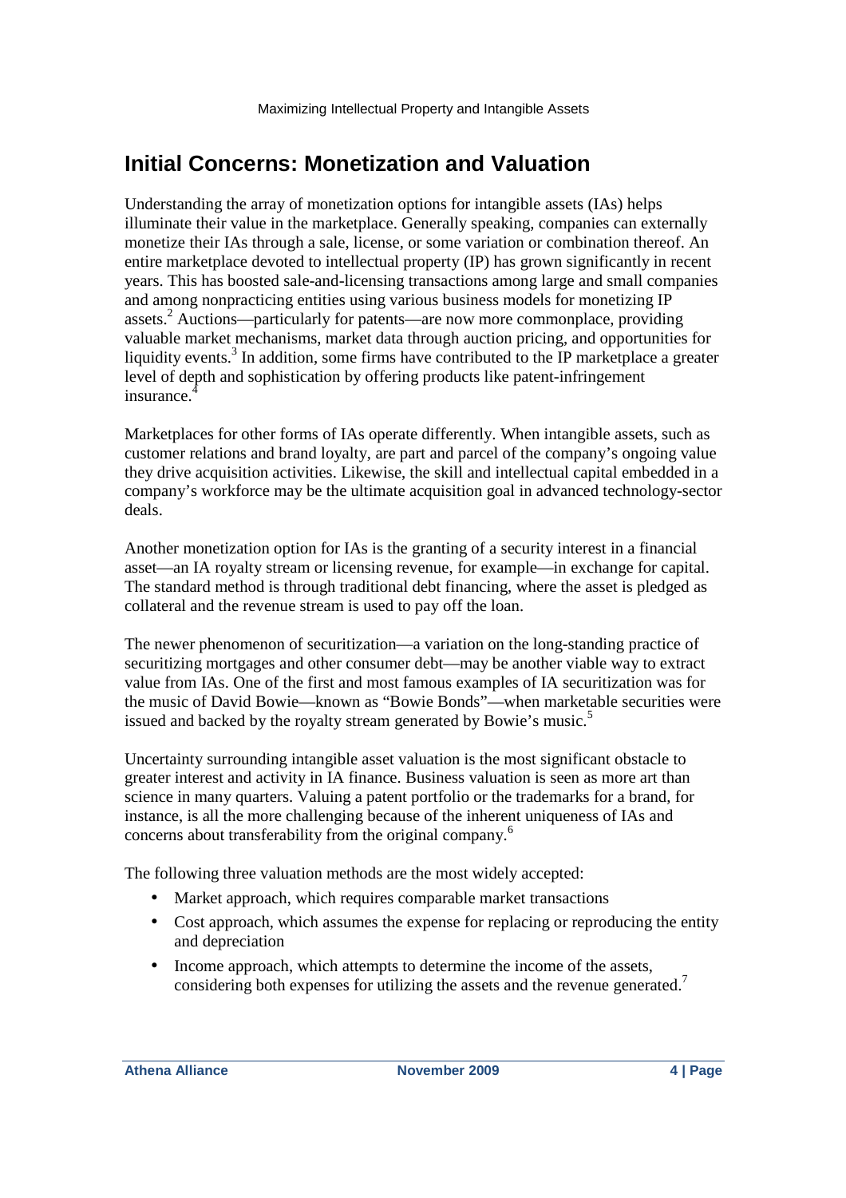## Initial Concerns: Monetization and Valuation

Understanding the array of monetization options for intangible assets (IAs) helps illuminate their value in the marketplace. Generally speaking, companies can externally monetize their IAs through a sale, license, or some variation or combination thereof. An entire marketplace devoted to intellectual property (IP) has grown significantly in recent years. This has boosted sale-and-licensing transactions among large and small companies and among nonpracticing entities using various business models for monetizing IP assets.[2] Auctions—particularly for patents—are now more commonplace, providing valuable market mechanisms, market data through auction pricing, and opportunities for liquidity events.[3] In addition, some firms have contributed to the IP marketplace a greater level of depth and sophistication by offering products like patent-infringement insurance.[4]

Marketplaces for other forms of IAs operate differently. When intangible assets, such as customer relations and brand loyalty, are part and parcel of the company's ongoing value they drive acquisition activities. Likewise, the skill and intellectual capital embedded in a company's workforce may be the ultimate acquisition goal in advanced technology-sector deals.

Another monetization option for IAs is the granting of a security interest in a financial asset—an IA royalty stream or licensing revenue, for example—in exchange for capital. The standard method is through traditional debt financing, where the asset is pledged as collateral and the revenue stream is used to pay off the loan.

The newer phenomenon of securitization—a variation on the long-standing practice of securitizing mortgages and other consumer debt—may be another viable way to extract value from IAs. One of the first and most famous examples of IA securitization was for the music of David Bowie—known as "Bowie Bonds"—when marketable securities were issued and backed by the royalty stream generated by Bowie's music.[5]

Uncertainty surrounding intangible asset valuation is the most significant obstacle to greater interest and activity in IA finance. Business valuation is seen as more art than science in many quarters. Valuing a patent portfolio or the trademarks for a brand, for instance, is all the more challenging because of the inherent uniqueness of IAs and concerns about transferability from the original company.[6]

The following three valuation methods are the most widely accepted:

- Market approach, which requires comparable market transactions
- Cost approach, which assumes the expense for replacing or reproducing the entity and depreciation
- Income approach, which attempts to determine the income of the assets, considering both expenses for utilizing the assets and the revenue generated.[7]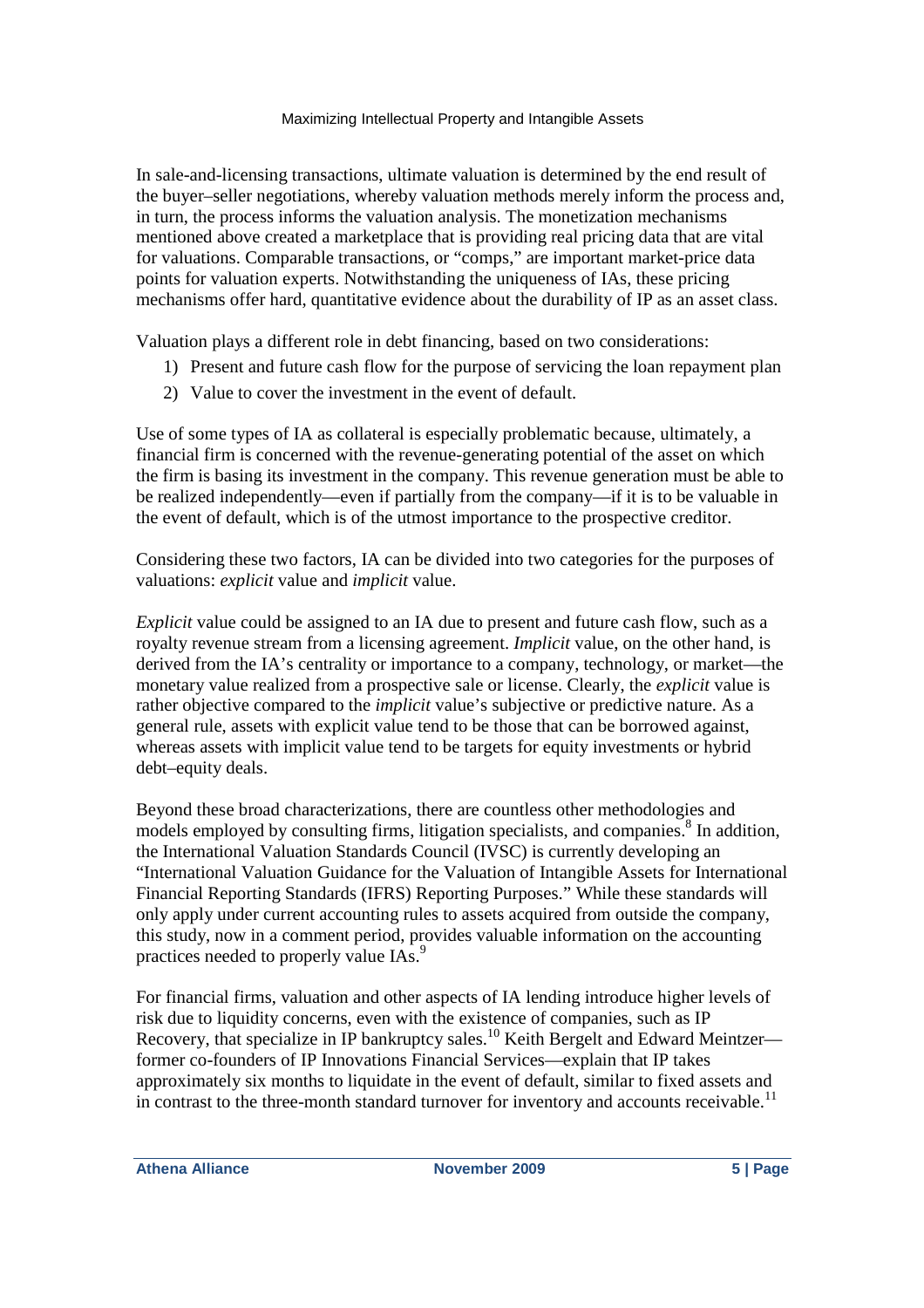In sale-and-licensing transactions, ultimate valuation is determined by the end result of the buyer–seller negotiations, whereby valuation methods merely inform the process and, in turn, the process informs the valuation analysis. The monetization mechanisms mentioned above created a marketplace that is providing real pricing data that are vital for valuations. Comparable transactions, or "comps," are important market-price data points for valuation experts. Notwithstanding the uniqueness of IAs, these pricing mechanisms offer hard, quantitative evidence about the durability of IP as an asset class.

Valuation plays a different role in debt financing, based on two considerations:

1) Present and future cash flow for the purpose of servicing the loan repayment plan
2) Value to cover the investment in the event of default.

Use of some types of IA as collateral is especially problematic because, ultimately, a financial firm is concerned with the revenue-generating potential of the asset on which the firm is basing its investment in the company. This revenue generation must be able to be realized independently—even if partially from the company—if it is to be valuable in the event of default, which is of the utmost importance to the prospective creditor.

Considering these two factors, IA can be divided into two categories for the purposes of valuations: *explicit* value and *implicit* value.

*Explicit* value could be assigned to an IA due to present and future cash flow, such as a royalty revenue stream from a licensing agreement. *Implicit* value, on the other hand, is derived from the IA's centrality or importance to a company, technology, or market—the monetary value realized from a prospective sale or license. Clearly, the *explicit* value is rather objective compared to the *implicit* value's subjective or predictive nature. As a general rule, assets with explicit value tend to be those that can be borrowed against, whereas assets with implicit value tend to be targets for equity investments or hybrid debt–equity deals.

Beyond these broad characterizations, there are countless other methodologies and models employed by consulting firms, litigation specialists, and companies.[8] In addition, the International Valuation Standards Council (IVSC) is currently developing an "International Valuation Guidance for the Valuation of Intangible Assets for International Financial Reporting Standards (IFRS) Reporting Purposes." While these standards will only apply under current accounting rules to assets acquired from outside the company, this study, now in a comment period, provides valuable information on the accounting practices needed to properly value IAs.[9]

For financial firms, valuation and other aspects of IA lending introduce higher levels of risk due to liquidity concerns, even with the existence of companies, such as IP Recovery, that specialize in IP bankruptcy sales.[10] Keith Bergelt and Edward Meintzer—former co-founders of IP Innovations Financial Services—explain that IP takes approximately six months to liquidate in the event of default, similar to fixed assets and in contrast to the three-month standard turnover for inventory and accounts receivable.[11]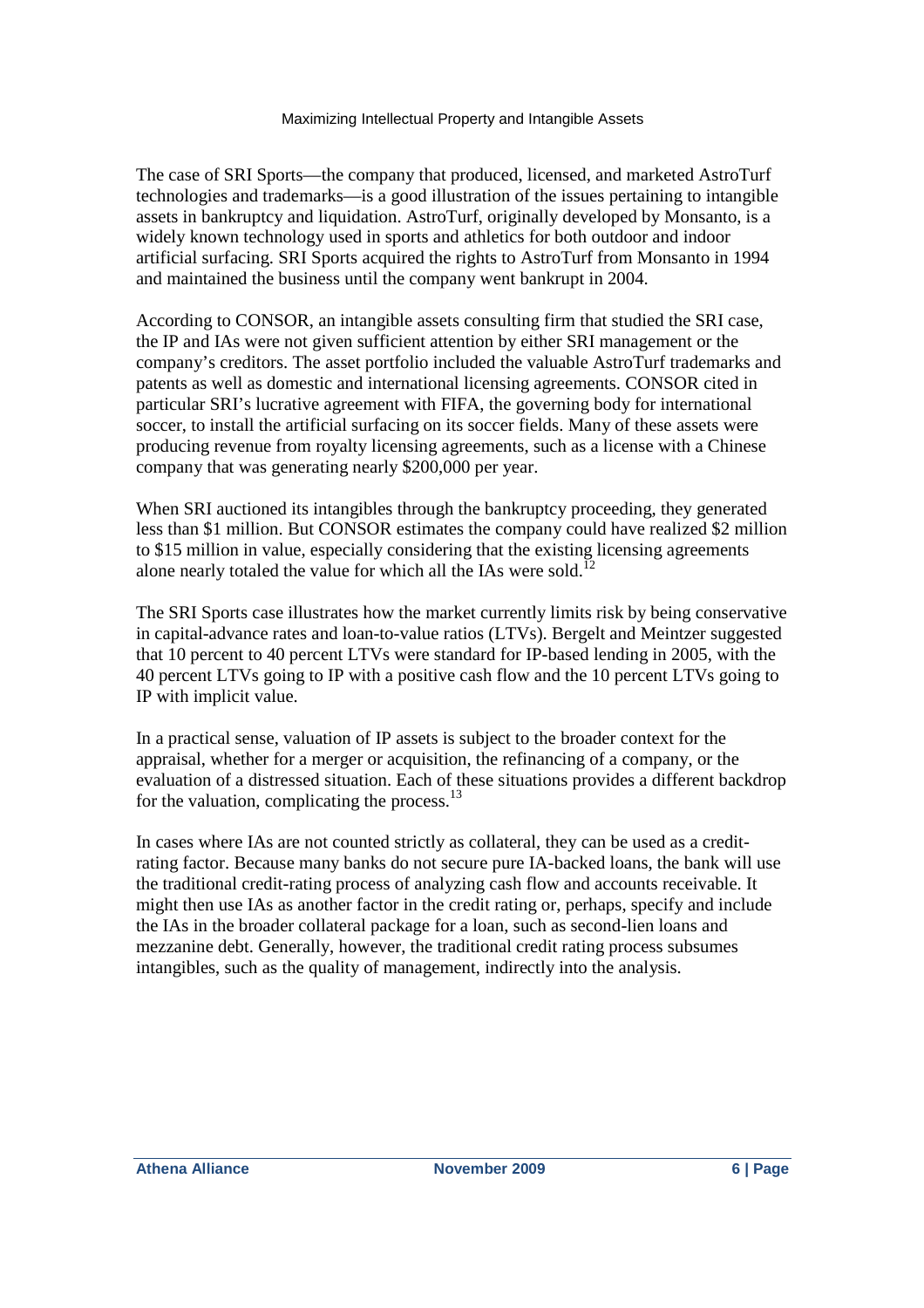The case of SRI Sports—the company that produced, licensed, and marketed AstroTurf technologies and trademarks—is a good illustration of the issues pertaining to intangible assets in bankruptcy and liquidation. AstroTurf, originally developed by Monsanto, is a widely known technology used in sports and athletics for both outdoor and indoor artificial surfacing. SRI Sports acquired the rights to AstroTurf from Monsanto in 1994 and maintained the business until the company went bankrupt in 2004.

According to CONSOR, an intangible assets consulting firm that studied the SRI case, the IP and IAs were not given sufficient attention by either SRI management or the company's creditors. The asset portfolio included the valuable AstroTurf trademarks and patents as well as domestic and international licensing agreements. CONSOR cited in particular SRI's lucrative agreement with FIFA, the governing body for international soccer, to install the artificial surfacing on its soccer fields. Many of these assets were producing revenue from royalty licensing agreements, such as a license with a Chinese company that was generating nearly $200,000 per year.

When SRI auctioned its intangibles through the bankruptcy proceeding, they generated less than $1 million. But CONSOR estimates the company could have realized $2 million to $15 million in value, especially considering that the existing licensing agreements alone nearly totaled the value for which all the IAs were sold.[12]

The SRI Sports case illustrates how the market currently limits risk by being conservative in capital-advance rates and loan-to-value ratios (LTVs). Bergelt and Meintzer suggested that 10 percent to 40 percent LTVs were standard for IP-based lending in 2005, with the 40 percent LTVs going to IP with a positive cash flow and the 10 percent LTVs going to IP with implicit value.

In a practical sense, valuation of IP assets is subject to the broader context for the appraisal, whether for a merger or acquisition, the refinancing of a company, or the evaluation of a distressed situation. Each of these situations provides a different backdrop for the valuation, complicating the process.[13]

In cases where IAs are not counted strictly as collateral, they can be used as a credit-rating factor. Because many banks do not secure pure IA-backed loans, the bank will use the traditional credit-rating process of analyzing cash flow and accounts receivable. It might then use IAs as another factor in the credit rating or, perhaps, specify and include the IAs in the broader collateral package for a loan, such as second-lien loans and mezzanine debt. Generally, however, the traditional credit rating process subsumes intangibles, such as the quality of management, indirectly into the analysis.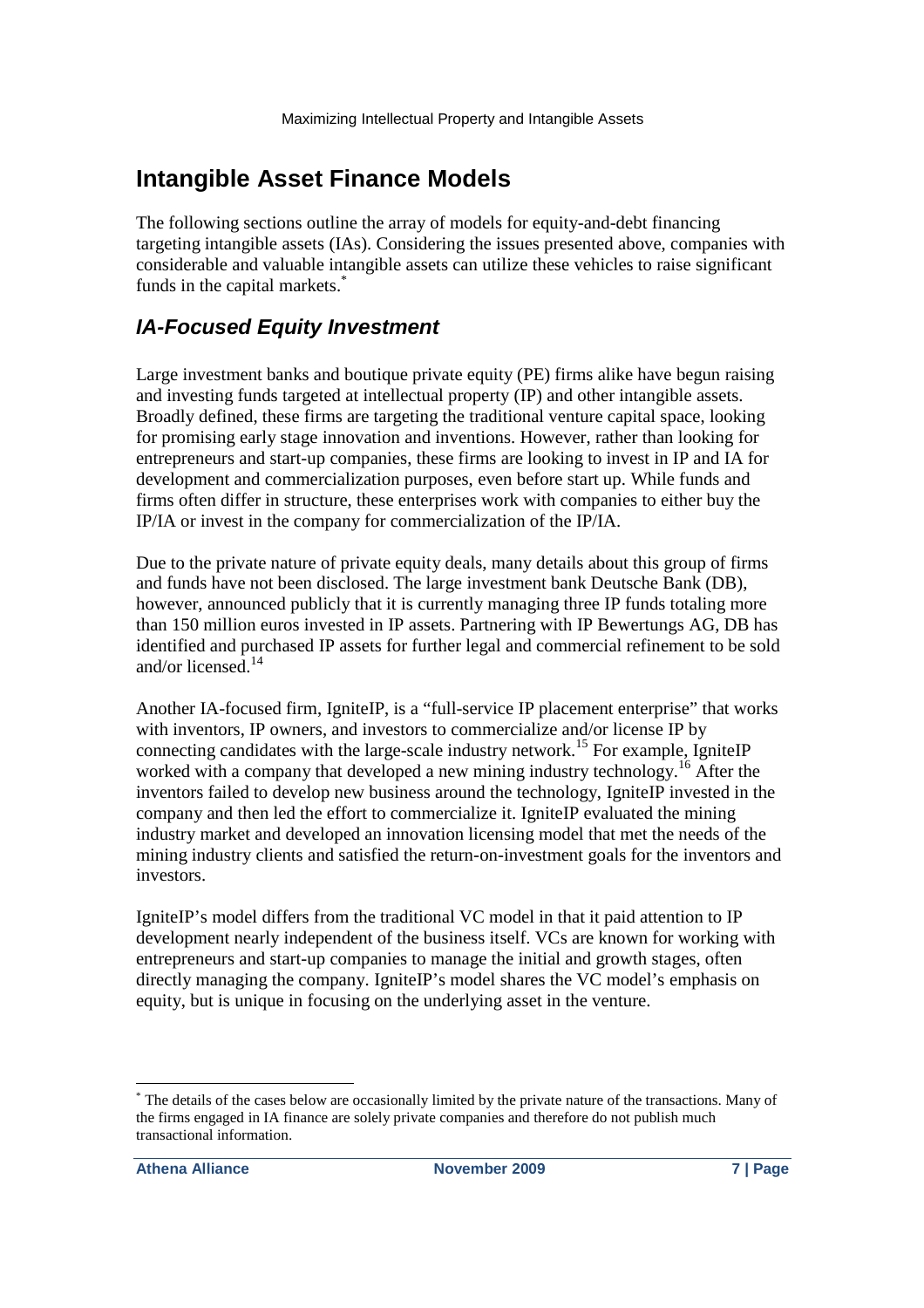## Intangible Asset Finance Models

The following sections outline the array of models for equity-and-debt financing targeting intangible assets (IAs). Considering the issues presented above, companies with considerable and valuable intangible assets can utilize these vehicles to raise significant funds in the capital markets.[*]

### *IA-Focused Equity Investment*

Large investment banks and boutique private equity (PE) firms alike have begun raising and investing funds targeted at intellectual property (IP) and other intangible assets. Broadly defined, these firms are targeting the traditional venture capital space, looking for promising early stage innovation and inventions. However, rather than looking for entrepreneurs and start-up companies, these firms are looking to invest in IP and IA for development and commercialization purposes, even before start up. While funds and firms often differ in structure, these enterprises work with companies to either buy the IP/IA or invest in the company for commercialization of the IP/IA.

Due to the private nature of private equity deals, many details about this group of firms and funds have not been disclosed. The large investment bank Deutsche Bank (DB), however, announced publicly that it is currently managing three IP funds totaling more than 150 million euros invested in IP assets. Partnering with IP Bewertungs AG, DB has identified and purchased IP assets for further legal and commercial refinement to be sold and/or licensed.[14]

Another IA-focused firm, IgniteIP, is a "full-service IP placement enterprise" that works with inventors, IP owners, and investors to commercialize and/or license IP by connecting candidates with the large-scale industry network.[15] For example, IgniteIP worked with a company that developed a new mining industry technology.[16] After the inventors failed to develop new business around the technology, IgniteIP invested in the company and then led the effort to commercialize it. IgniteIP evaluated the mining industry market and developed an innovation licensing model that met the needs of the mining industry clients and satisfied the return-on-investment goals for the inventors and investors.

IgniteIP's model differs from the traditional VC model in that it paid attention to IP development nearly independent of the business itself. VCs are known for working with entrepreneurs and start-up companies to manage the initial and growth stages, often directly managing the company. IgniteIP's model shares the VC model's emphasis on equity, but is unique in focusing on the underlying asset in the venture.

---

[*] The details of the cases below are occasionally limited by the private nature of the transactions. Many of the firms engaged in IA finance are solely private companies and therefore do not publish much transactional information.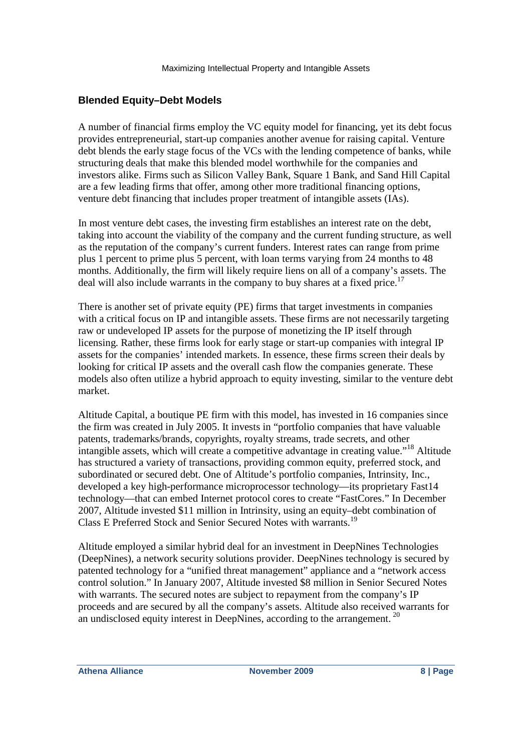## Blended Equity–Debt Models

A number of financial firms employ the VC equity model for financing, yet its debt focus provides entrepreneurial, start-up companies another avenue for raising capital. Venture debt blends the early stage focus of the VCs with the lending competence of banks, while structuring deals that make this blended model worthwhile for the companies and investors alike. Firms such as Silicon Valley Bank, Square 1 Bank, and Sand Hill Capital are a few leading firms that offer, among other more traditional financing options, venture debt financing that includes proper treatment of intangible assets (IAs).

In most venture debt cases, the investing firm establishes an interest rate on the debt, taking into account the viability of the company and the current funding structure, as well as the reputation of the company's current funders. Interest rates can range from prime plus 1 percent to prime plus 5 percent, with loan terms varying from 24 months to 48 months. Additionally, the firm will likely require liens on all of a company's assets. The deal will also include warrants in the company to buy shares at a fixed price.[17]

There is another set of private equity (PE) firms that target investments in companies with a critical focus on IP and intangible assets. These firms are not necessarily targeting raw or undeveloped IP assets for the purpose of monetizing the IP itself through licensing. Rather, these firms look for early stage or start-up companies with integral IP assets for the companies' intended markets. In essence, these firms screen their deals by looking for critical IP assets and the overall cash flow the companies generate. These models also often utilize a hybrid approach to equity investing, similar to the venture debt market.

Altitude Capital, a boutique PE firm with this model, has invested in 16 companies since the firm was created in July 2005. It invests in "portfolio companies that have valuable patents, trademarks/brands, copyrights, royalty streams, trade secrets, and other intangible assets, which will create a competitive advantage in creating value."[18] Altitude has structured a variety of transactions, providing common equity, preferred stock, and subordinated or secured debt. One of Altitude's portfolio companies, Intrinsity, Inc., developed a key high-performance microprocessor technology—its proprietary Fast14 technology—that can embed Internet protocol cores to create "FastCores." In December 2007, Altitude invested \$11 million in Intrinsity, using an equity–debt combination of Class E Preferred Stock and Senior Secured Notes with warrants.[19]

Altitude employed a similar hybrid deal for an investment in DeepNines Technologies (DeepNines), a network security solutions provider. DeepNines technology is secured by patented technology for a "unified threat management" appliance and a "network access control solution." In January 2007, Altitude invested \$8 million in Senior Secured Notes with warrants. The secured notes are subject to repayment from the company's IP proceeds and are secured by all the company's assets. Altitude also received warrants for an undisclosed equity interest in DeepNines, according to the arrangement.[20]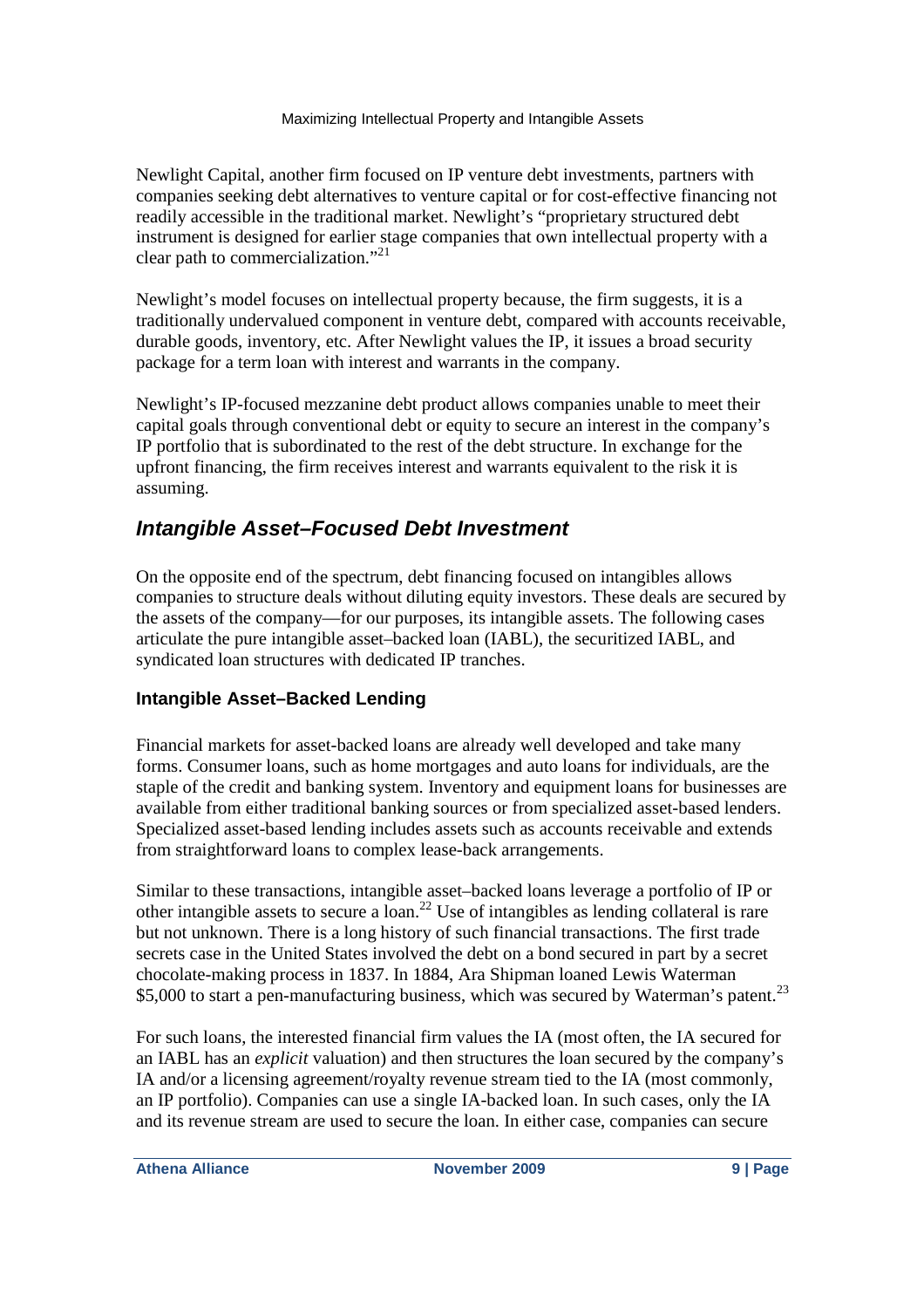Newlight Capital, another firm focused on IP venture debt investments, partners with companies seeking debt alternatives to venture capital or for cost-effective financing not readily accessible in the traditional market. Newlight's "proprietary structured debt instrument is designed for earlier stage companies that own intellectual property with a clear path to commercialization."[21]

Newlight's model focuses on intellectual property because, the firm suggests, it is a traditionally undervalued component in venture debt, compared with accounts receivable, durable goods, inventory, etc. After Newlight values the IP, it issues a broad security package for a term loan with interest and warrants in the company.

Newlight's IP-focused mezzanine debt product allows companies unable to meet their capital goals through conventional debt or equity to secure an interest in the company's IP portfolio that is subordinated to the rest of the debt structure. In exchange for the upfront financing, the firm receives interest and warrants equivalent to the risk it is assuming.

## *Intangible Asset–Focused Debt Investment*

On the opposite end of the spectrum, debt financing focused on intangibles allows companies to structure deals without diluting equity investors. These deals are secured by the assets of the company—for our purposes, its intangible assets. The following cases articulate the pure intangible asset–backed loan (IABL), the securitized IABL, and syndicated loan structures with dedicated IP tranches.

### Intangible Asset–Backed Lending

Financial markets for asset-backed loans are already well developed and take many forms. Consumer loans, such as home mortgages and auto loans for individuals, are the staple of the credit and banking system. Inventory and equipment loans for businesses are available from either traditional banking sources or from specialized asset-based lenders. Specialized asset-based lending includes assets such as accounts receivable and extends from straightforward loans to complex lease-back arrangements.

Similar to these transactions, intangible asset–backed loans leverage a portfolio of IP or other intangible assets to secure a loan.[22] Use of intangibles as lending collateral is rare but not unknown. There is a long history of such financial transactions. The first trade secrets case in the United States involved the debt on a bond secured in part by a secret chocolate-making process in 1837. In 1884, Ara Shipman loaned Lewis Waterman $5,000 to start a pen-manufacturing business, which was secured by Waterman's patent.[23]

For such loans, the interested financial firm values the IA (most often, the IA secured for an IABL has an *explicit* valuation) and then structures the loan secured by the company's IA and/or a licensing agreement/royalty revenue stream tied to the IA (most commonly, an IP portfolio). Companies can use a single IA-backed loan. In such cases, only the IA and its revenue stream are used to secure the loan. In either case, companies can secure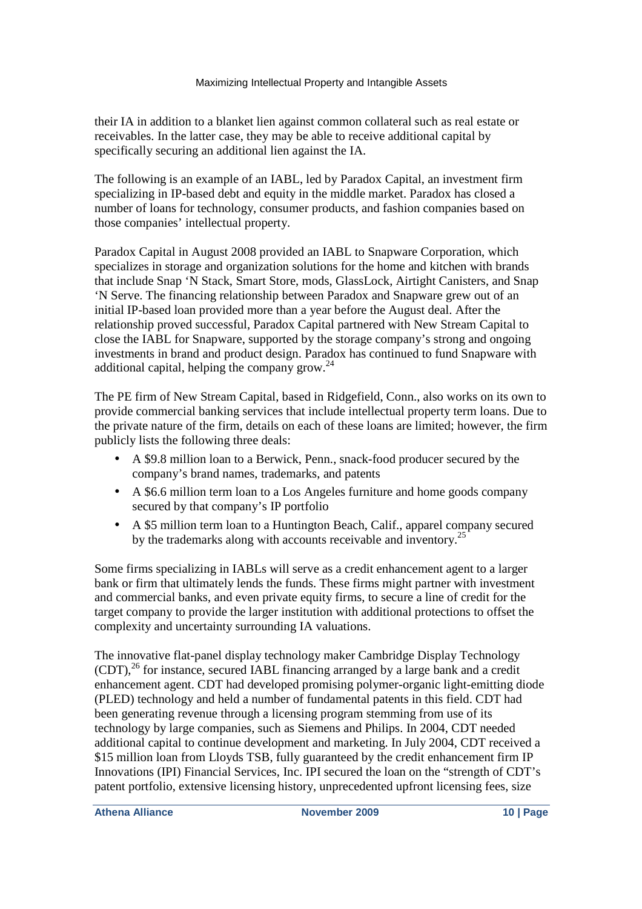their IA in addition to a blanket lien against common collateral such as real estate or receivables. In the latter case, they may be able to receive additional capital by specifically securing an additional lien against the IA.

The following is an example of an IABL, led by Paradox Capital, an investment firm specializing in IP-based debt and equity in the middle market. Paradox has closed a number of loans for technology, consumer products, and fashion companies based on those companies' intellectual property.

Paradox Capital in August 2008 provided an IABL to Snapware Corporation, which specializes in storage and organization solutions for the home and kitchen with brands that include Snap 'N Stack, Smart Store, mods, GlassLock, Airtight Canisters, and Snap 'N Serve. The financing relationship between Paradox and Snapware grew out of an initial IP-based loan provided more than a year before the August deal. After the relationship proved successful, Paradox Capital partnered with New Stream Capital to close the IABL for Snapware, supported by the storage company's strong and ongoing investments in brand and product design. Paradox has continued to fund Snapware with additional capital, helping the company grow.[24]

The PE firm of New Stream Capital, based in Ridgefield, Conn., also works on its own to provide commercial banking services that include intellectual property term loans. Due to the private nature of the firm, details on each of these loans are limited; however, the firm publicly lists the following three deals:

- A $9.8 million loan to a Berwick, Penn., snack-food producer secured by the company's brand names, trademarks, and patents
- A $6.6 million term loan to a Los Angeles furniture and home goods company secured by that company's IP portfolio
- A $5 million term loan to a Huntington Beach, Calif., apparel company secured by the trademarks along with accounts receivable and inventory.[25]

Some firms specializing in IABLs will serve as a credit enhancement agent to a larger bank or firm that ultimately lends the funds. These firms might partner with investment and commercial banks, and even private equity firms, to secure a line of credit for the target company to provide the larger institution with additional protections to offset the complexity and uncertainty surrounding IA valuations.

The innovative flat-panel display technology maker Cambridge Display Technology (CDT),[26] for instance, secured IABL financing arranged by a large bank and a credit enhancement agent. CDT had developed promising polymer-organic light-emitting diode (PLED) technology and held a number of fundamental patents in this field. CDT had been generating revenue through a licensing program stemming from use of its technology by large companies, such as Siemens and Philips. In 2004, CDT needed additional capital to continue development and marketing. In July 2004, CDT received a $15 million loan from Lloyds TSB, fully guaranteed by the credit enhancement firm IP Innovations (IPI) Financial Services, Inc. IPI secured the loan on the "strength of CDT's patent portfolio, extensive licensing history, unprecedented upfront licensing fees, size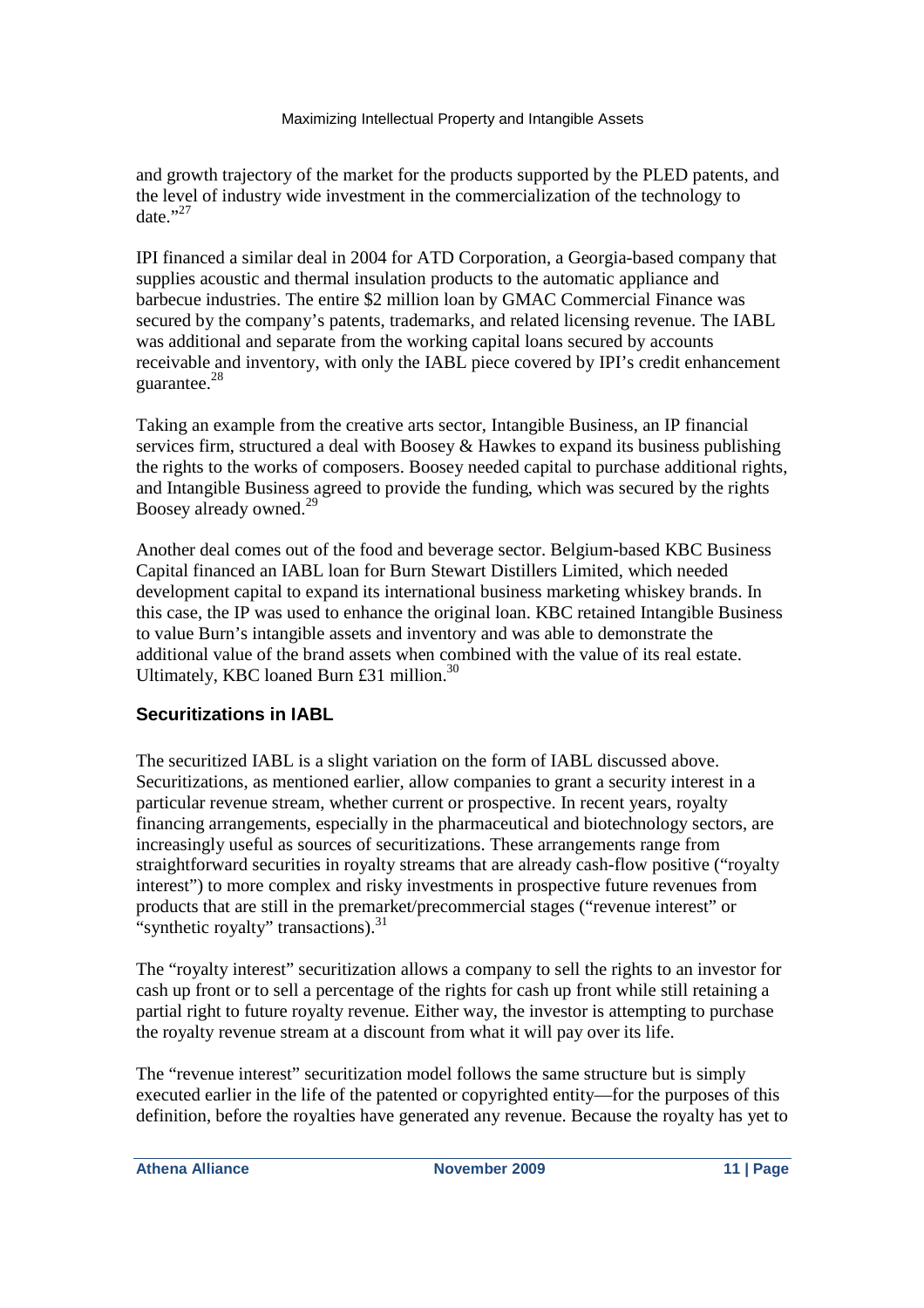and growth trajectory of the market for the products supported by the PLED patents, and the level of industry wide investment in the commercialization of the technology to date."[27]

IPI financed a similar deal in 2004 for ATD Corporation, a Georgia-based company that supplies acoustic and thermal insulation products to the automatic appliance and barbecue industries. The entire $2 million loan by GMAC Commercial Finance was secured by the company's patents, trademarks, and related licensing revenue. The IABL was additional and separate from the working capital loans secured by accounts receivable and inventory, with only the IABL piece covered by IPI's credit enhancement guarantee.[28]

Taking an example from the creative arts sector, Intangible Business, an IP financial services firm, structured a deal with Boosey & Hawkes to expand its business publishing the rights to the works of composers. Boosey needed capital to purchase additional rights, and Intangible Business agreed to provide the funding, which was secured by the rights Boosey already owned.[29]

Another deal comes out of the food and beverage sector. Belgium-based KBC Business Capital financed an IABL loan for Burn Stewart Distillers Limited, which needed development capital to expand its international business marketing whiskey brands. In this case, the IP was used to enhance the original loan. KBC retained Intangible Business to value Burn's intangible assets and inventory and was able to demonstrate the additional value of the brand assets when combined with the value of its real estate. Ultimately, KBC loaned Burn £31 million.[30]

### Securitizations in IABL

The securitized IABL is a slight variation on the form of IABL discussed above. Securitizations, as mentioned earlier, allow companies to grant a security interest in a particular revenue stream, whether current or prospective. In recent years, royalty financing arrangements, especially in the pharmaceutical and biotechnology sectors, are increasingly useful as sources of securitizations. These arrangements range from straightforward securities in royalty streams that are already cash-flow positive ("royalty interest") to more complex and risky investments in prospective future revenues from products that are still in the premarket/precommercial stages ("revenue interest" or "synthetic royalty" transactions).[31]

The "royalty interest" securitization allows a company to sell the rights to an investor for cash up front or to sell a percentage of the rights for cash up front while still retaining a partial right to future royalty revenue. Either way, the investor is attempting to purchase the royalty revenue stream at a discount from what it will pay over its life.

The "revenue interest" securitization model follows the same structure but is simply executed earlier in the life of the patented or copyrighted entity—for the purposes of this definition, before the royalties have generated any revenue. Because the royalty has yet to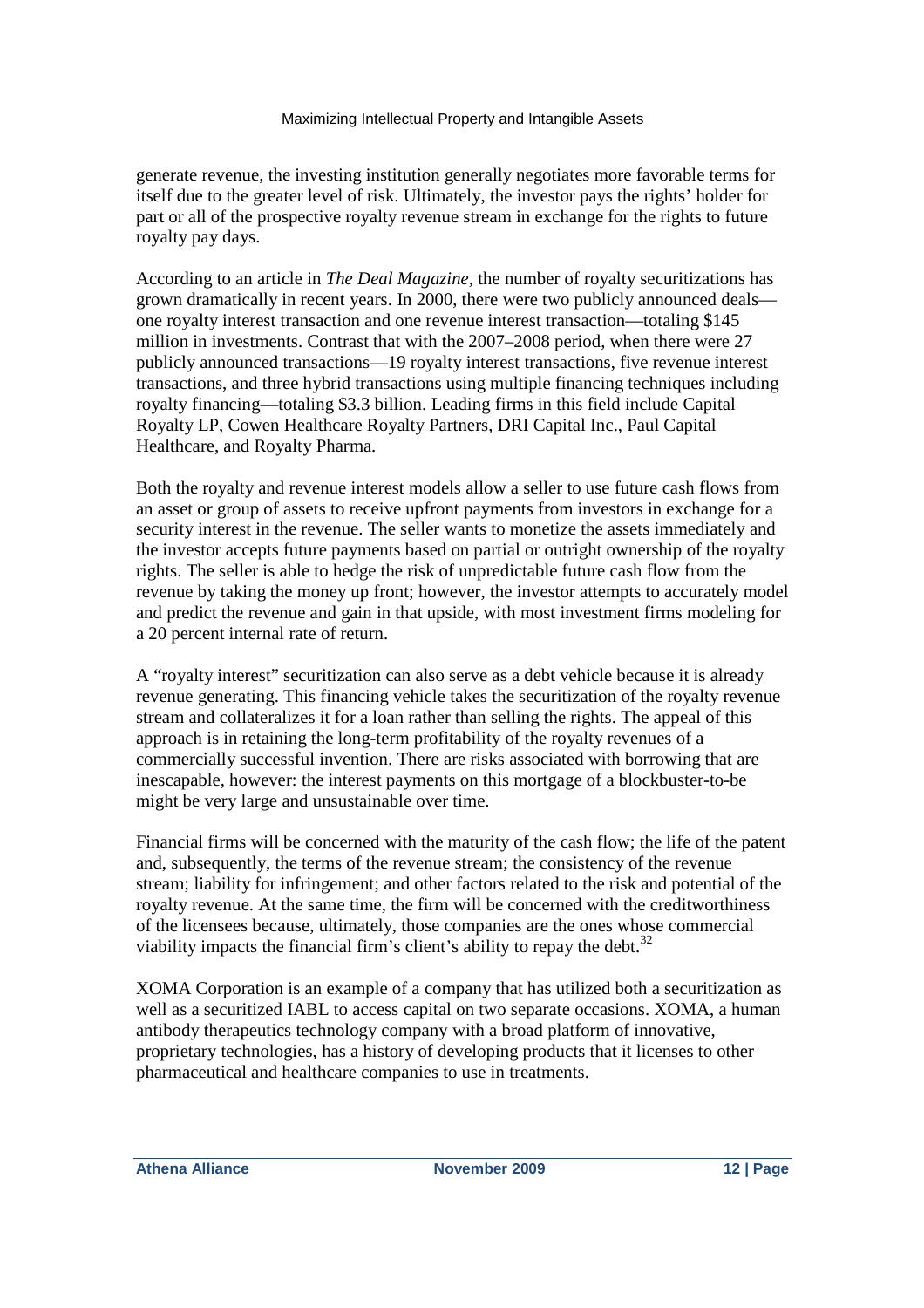generate revenue, the investing institution generally negotiates more favorable terms for itself due to the greater level of risk. Ultimately, the investor pays the rights' holder for part or all of the prospective royalty revenue stream in exchange for the rights to future royalty pay days.

According to an article in *The Deal Magazine*, the number of royalty securitizations has grown dramatically in recent years. In 2000, there were two publicly announced deals—one royalty interest transaction and one revenue interest transaction—totaling $145 million in investments. Contrast that with the 2007–2008 period, when there were 27 publicly announced transactions—19 royalty interest transactions, five revenue interest transactions, and three hybrid transactions using multiple financing techniques including royalty financing—totaling $3.3 billion. Leading firms in this field include Capital Royalty LP, Cowen Healthcare Royalty Partners, DRI Capital Inc., Paul Capital Healthcare, and Royalty Pharma.

Both the royalty and revenue interest models allow a seller to use future cash flows from an asset or group of assets to receive upfront payments from investors in exchange for a security interest in the revenue. The seller wants to monetize the assets immediately and the investor accepts future payments based on partial or outright ownership of the royalty rights. The seller is able to hedge the risk of unpredictable future cash flow from the revenue by taking the money up front; however, the investor attempts to accurately model and predict the revenue and gain in that upside, with most investment firms modeling for a 20 percent internal rate of return.

A "royalty interest" securitization can also serve as a debt vehicle because it is already revenue generating. This financing vehicle takes the securitization of the royalty revenue stream and collateralizes it for a loan rather than selling the rights. The appeal of this approach is in retaining the long-term profitability of the royalty revenues of a commercially successful invention. There are risks associated with borrowing that are inescapable, however: the interest payments on this mortgage of a blockbuster-to-be might be very large and unsustainable over time.

Financial firms will be concerned with the maturity of the cash flow; the life of the patent and, subsequently, the terms of the revenue stream; the consistency of the revenue stream; liability for infringement; and other factors related to the risk and potential of the royalty revenue. At the same time, the firm will be concerned with the creditworthiness of the licensees because, ultimately, those companies are the ones whose commercial viability impacts the financial firm's client's ability to repay the debt.[32]

XOMA Corporation is an example of a company that has utilized both a securitization as well as a securitized IABL to access capital on two separate occasions. XOMA, a human antibody therapeutics technology company with a broad platform of innovative, proprietary technologies, has a history of developing products that it licenses to other pharmaceutical and healthcare companies to use in treatments.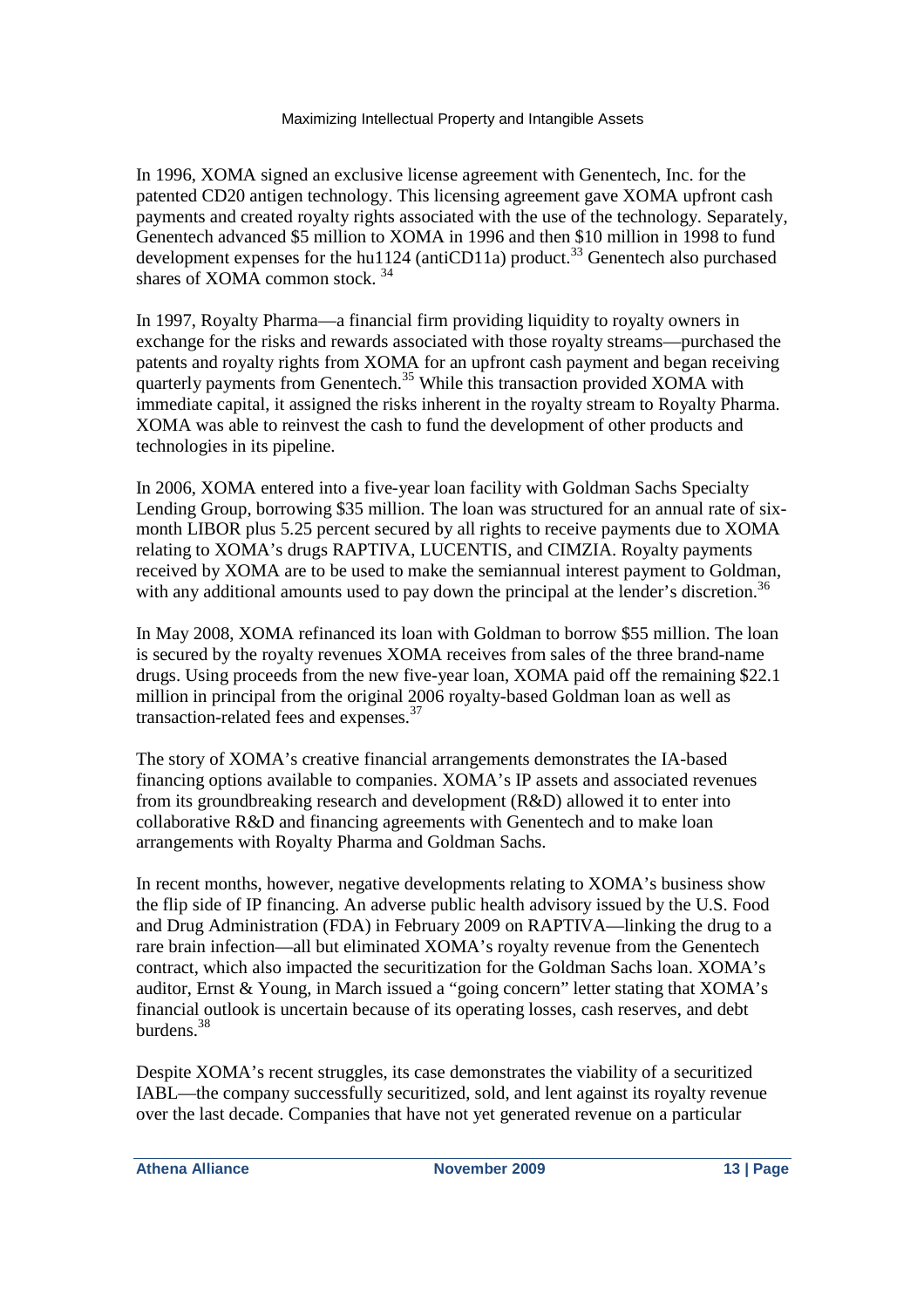In 1996, XOMA signed an exclusive license agreement with Genentech, Inc. for the patented CD20 antigen technology. This licensing agreement gave XOMA upfront cash payments and created royalty rights associated with the use of the technology. Separately, Genentech advanced $5 million to XOMA in 1996 and then $10 million in 1998 to fund development expenses for the hu1124 (antiCD11a) product.[33] Genentech also purchased shares of XOMA common stock.[34]

In 1997, Royalty Pharma—a financial firm providing liquidity to royalty owners in exchange for the risks and rewards associated with those royalty streams—purchased the patents and royalty rights from XOMA for an upfront cash payment and began receiving quarterly payments from Genentech.[35] While this transaction provided XOMA with immediate capital, it assigned the risks inherent in the royalty stream to Royalty Pharma. XOMA was able to reinvest the cash to fund the development of other products and technologies in its pipeline.

In 2006, XOMA entered into a five-year loan facility with Goldman Sachs Specialty Lending Group, borrowing $35 million. The loan was structured for an annual rate of six-month LIBOR plus 5.25 percent secured by all rights to receive payments due to XOMA relating to XOMA's drugs RAPTIVA, LUCENTIS, and CIMZIA. Royalty payments received by XOMA are to be used to make the semiannual interest payment to Goldman, with any additional amounts used to pay down the principal at the lender's discretion.[36]

In May 2008, XOMA refinanced its loan with Goldman to borrow $55 million. The loan is secured by the royalty revenues XOMA receives from sales of the three brand-name drugs. Using proceeds from the new five-year loan, XOMA paid off the remaining $22.1 million in principal from the original 2006 royalty-based Goldman loan as well as transaction-related fees and expenses.[37]

The story of XOMA's creative financial arrangements demonstrates the IA-based financing options available to companies. XOMA's IP assets and associated revenues from its groundbreaking research and development (R&D) allowed it to enter into collaborative R&D and financing agreements with Genentech and to make loan arrangements with Royalty Pharma and Goldman Sachs.

In recent months, however, negative developments relating to XOMA's business show the flip side of IP financing. An adverse public health advisory issued by the U.S. Food and Drug Administration (FDA) in February 2009 on RAPTIVA—linking the drug to a rare brain infection—all but eliminated XOMA's royalty revenue from the Genentech contract, which also impacted the securitization for the Goldman Sachs loan. XOMA's auditor, Ernst & Young, in March issued a "going concern" letter stating that XOMA's financial outlook is uncertain because of its operating losses, cash reserves, and debt burdens.[38]

Despite XOMA's recent struggles, its case demonstrates the viability of a securitized IABL—the company successfully securitized, sold, and lent against its royalty revenue over the last decade. Companies that have not yet generated revenue on a particular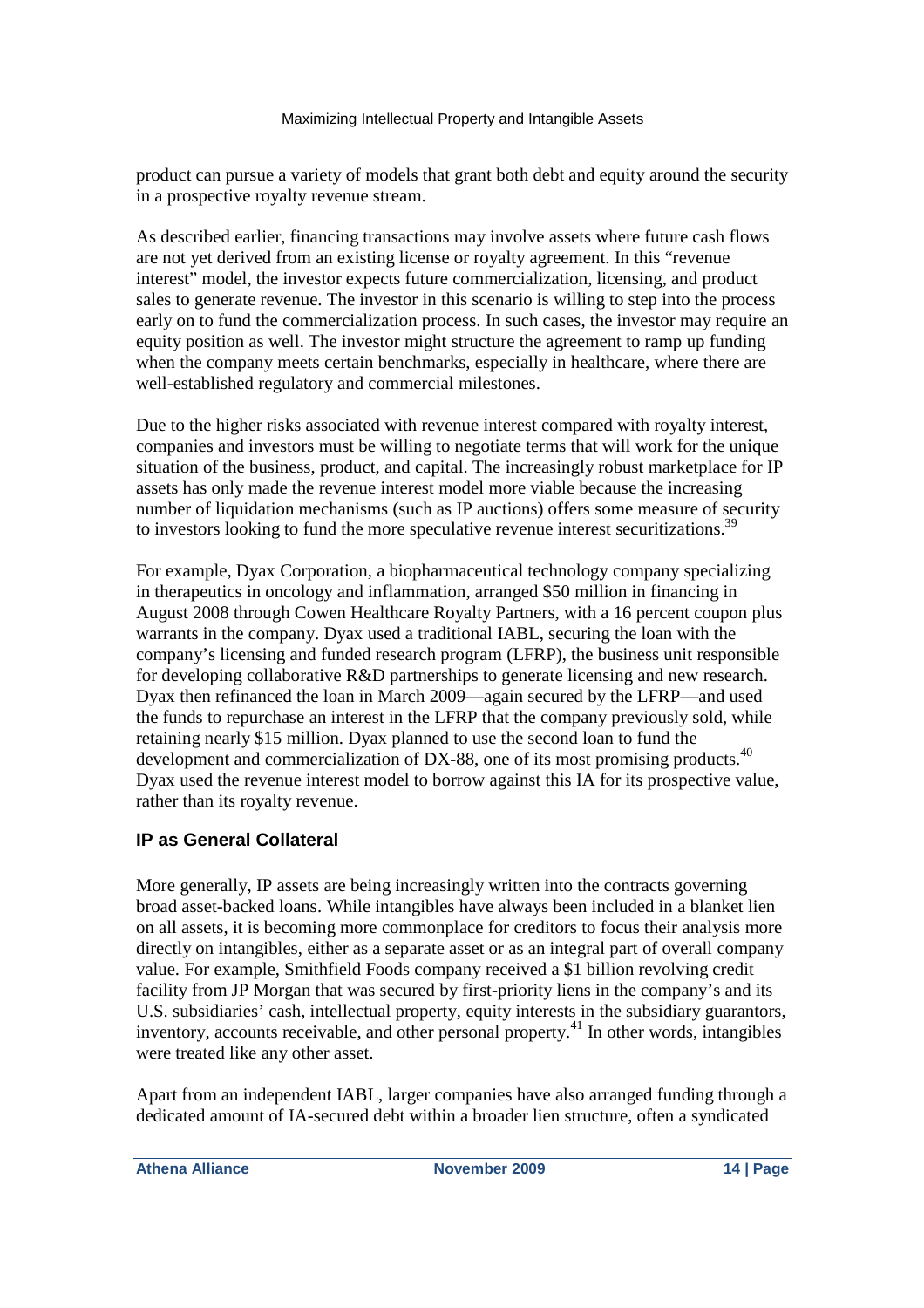product can pursue a variety of models that grant both debt and equity around the security in a prospective royalty revenue stream.

As described earlier, financing transactions may involve assets where future cash flows are not yet derived from an existing license or royalty agreement. In this "revenue interest" model, the investor expects future commercialization, licensing, and product sales to generate revenue. The investor in this scenario is willing to step into the process early on to fund the commercialization process. In such cases, the investor may require an equity position as well. The investor might structure the agreement to ramp up funding when the company meets certain benchmarks, especially in healthcare, where there are well-established regulatory and commercial milestones.

Due to the higher risks associated with revenue interest compared with royalty interest, companies and investors must be willing to negotiate terms that will work for the unique situation of the business, product, and capital. The increasingly robust marketplace for IP assets has only made the revenue interest model more viable because the increasing number of liquidation mechanisms (such as IP auctions) offers some measure of security to investors looking to fund the more speculative revenue interest securitizations.[39]

For example, Dyax Corporation, a biopharmaceutical technology company specializing in therapeutics in oncology and inflammation, arranged $50 million in financing in August 2008 through Cowen Healthcare Royalty Partners, with a 16 percent coupon plus warrants in the company. Dyax used a traditional IABL, securing the loan with the company's licensing and funded research program (LFRP), the business unit responsible for developing collaborative R&D partnerships to generate licensing and new research. Dyax then refinanced the loan in March 2009—again secured by the LFRP—and used the funds to repurchase an interest in the LFRP that the company previously sold, while retaining nearly $15 million. Dyax planned to use the second loan to fund the development and commercialization of DX-88, one of its most promising products.[40] Dyax used the revenue interest model to borrow against this IA for its prospective value, rather than its royalty revenue.

### IP as General Collateral

More generally, IP assets are being increasingly written into the contracts governing broad asset-backed loans. While intangibles have always been included in a blanket lien on all assets, it is becoming more commonplace for creditors to focus their analysis more directly on intangibles, either as a separate asset or as an integral part of overall company value. For example, Smithfield Foods company received a $1 billion revolving credit facility from JP Morgan that was secured by first-priority liens in the company's and its U.S. subsidiaries' cash, intellectual property, equity interests in the subsidiary guarantors, inventory, accounts receivable, and other personal property.[41] In other words, intangibles were treated like any other asset.

Apart from an independent IABL, larger companies have also arranged funding through a dedicated amount of IA-secured debt within a broader lien structure, often a syndicated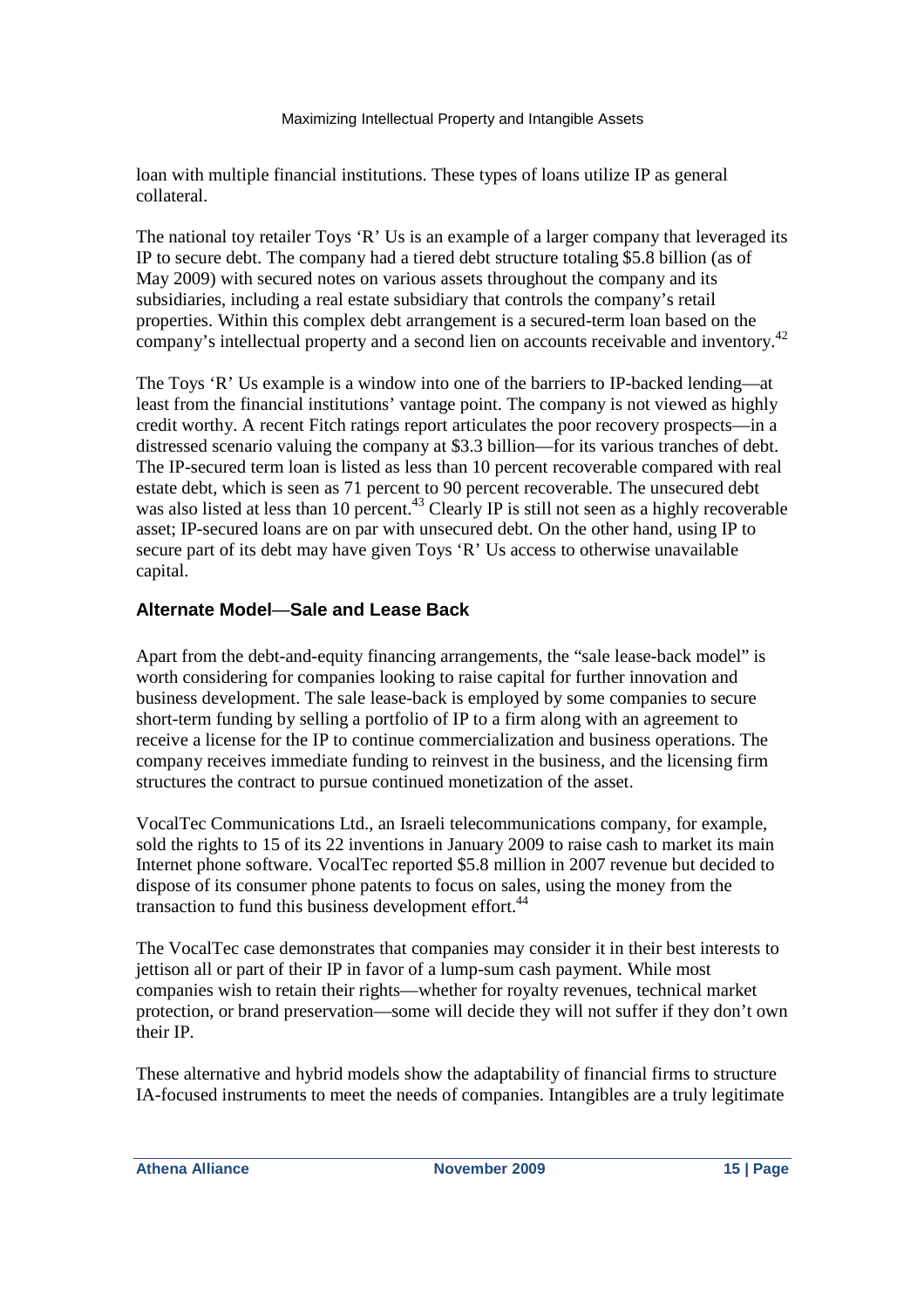loan with multiple financial institutions. These types of loans utilize IP as general collateral.

The national toy retailer Toys 'R' Us is an example of a larger company that leveraged its IP to secure debt. The company had a tiered debt structure totaling $5.8 billion (as of May 2009) with secured notes on various assets throughout the company and its subsidiaries, including a real estate subsidiary that controls the company's retail properties. Within this complex debt arrangement is a secured-term loan based on the company's intellectual property and a second lien on accounts receivable and inventory.[42]

The Toys 'R' Us example is a window into one of the barriers to IP-backed lending—at least from the financial institutions' vantage point. The company is not viewed as highly credit worthy. A recent Fitch ratings report articulates the poor recovery prospects—in a distressed scenario valuing the company at $3.3 billion—for its various tranches of debt. The IP-secured term loan is listed as less than 10 percent recoverable compared with real estate debt, which is seen as 71 percent to 90 percent recoverable. The unsecured debt was also listed at less than 10 percent.[43] Clearly IP is still not seen as a highly recoverable asset; IP-secured loans are on par with unsecured debt. On the other hand, using IP to secure part of its debt may have given Toys 'R' Us access to otherwise unavailable capital.

### Alternate Model—Sale and Lease Back

Apart from the debt-and-equity financing arrangements, the "sale lease-back model" is worth considering for companies looking to raise capital for further innovation and business development. The sale lease-back is employed by some companies to secure short-term funding by selling a portfolio of IP to a firm along with an agreement to receive a license for the IP to continue commercialization and business operations. The company receives immediate funding to reinvest in the business, and the licensing firm structures the contract to pursue continued monetization of the asset.

VocalTec Communications Ltd., an Israeli telecommunications company, for example, sold the rights to 15 of its 22 inventions in January 2009 to raise cash to market its main Internet phone software. VocalTec reported $5.8 million in 2007 revenue but decided to dispose of its consumer phone patents to focus on sales, using the money from the transaction to fund this business development effort.[44]

The VocalTec case demonstrates that companies may consider it in their best interests to jettison all or part of their IP in favor of a lump-sum cash payment. While most companies wish to retain their rights—whether for royalty revenues, technical market protection, or brand preservation—some will decide they will not suffer if they don't own their IP.

These alternative and hybrid models show the adaptability of financial firms to structure IA-focused instruments to meet the needs of companies. Intangibles are a truly legitimate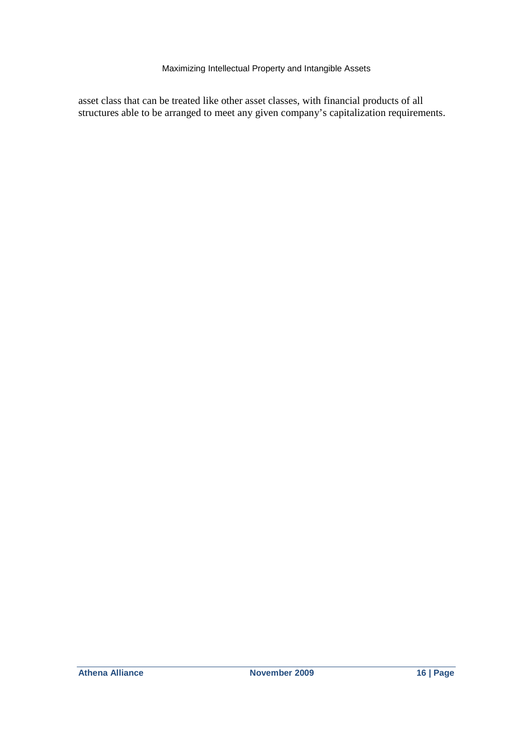asset class that can be treated like other asset classes, with financial products of all structures able to be arranged to meet any given company's capitalization requirements.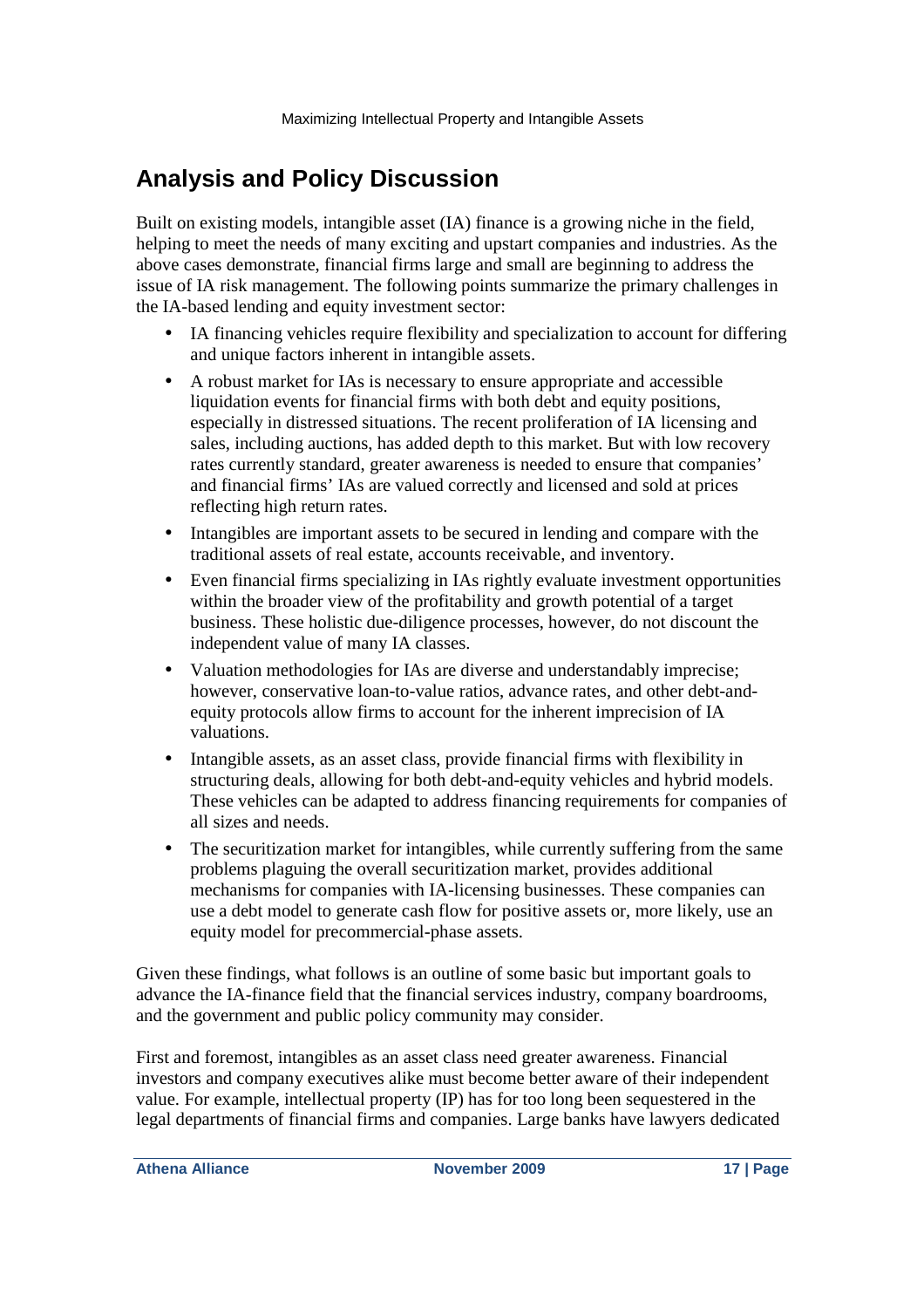## Analysis and Policy Discussion

Built on existing models, intangible asset (IA) finance is a growing niche in the field, helping to meet the needs of many exciting and upstart companies and industries. As the above cases demonstrate, financial firms large and small are beginning to address the issue of IA risk management. The following points summarize the primary challenges in the IA-based lending and equity investment sector:

- IA financing vehicles require flexibility and specialization to account for differing and unique factors inherent in intangible assets.
- A robust market for IAs is necessary to ensure appropriate and accessible liquidation events for financial firms with both debt and equity positions, especially in distressed situations. The recent proliferation of IA licensing and sales, including auctions, has added depth to this market. But with low recovery rates currently standard, greater awareness is needed to ensure that companies' and financial firms' IAs are valued correctly and licensed and sold at prices reflecting high return rates.
- Intangibles are important assets to be secured in lending and compare with the traditional assets of real estate, accounts receivable, and inventory.
- Even financial firms specializing in IAs rightly evaluate investment opportunities within the broader view of the profitability and growth potential of a target business. These holistic due-diligence processes, however, do not discount the independent value of many IA classes.
- Valuation methodologies for IAs are diverse and understandably imprecise; however, conservative loan-to-value ratios, advance rates, and other debt-and-equity protocols allow firms to account for the inherent imprecision of IA valuations.
- Intangible assets, as an asset class, provide financial firms with flexibility in structuring deals, allowing for both debt-and-equity vehicles and hybrid models. These vehicles can be adapted to address financing requirements for companies of all sizes and needs.
- The securitization market for intangibles, while currently suffering from the same problems plaguing the overall securitization market, provides additional mechanisms for companies with IA-licensing businesses. These companies can use a debt model to generate cash flow for positive assets or, more likely, use an equity model for precommercial-phase assets.

Given these findings, what follows is an outline of some basic but important goals to advance the IA-finance field that the financial services industry, company boardrooms, and the government and public policy community may consider.

First and foremost, intangibles as an asset class need greater awareness. Financial investors and company executives alike must become better aware of their independent value. For example, intellectual property (IP) has for too long been sequestered in the legal departments of financial firms and companies. Large banks have lawyers dedicated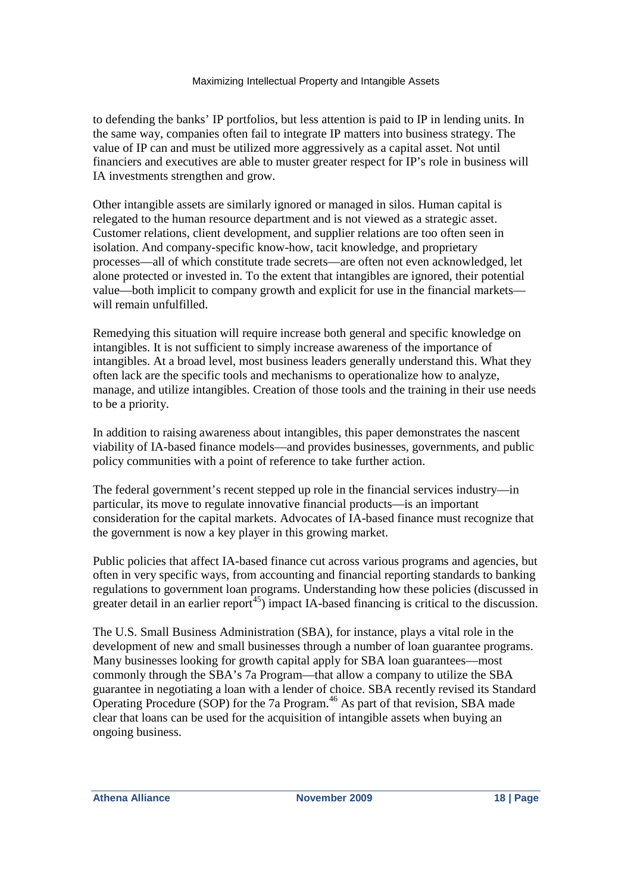to defending the banks' IP portfolios, but less attention is paid to IP in lending units. In the same way, companies often fail to integrate IP matters into business strategy. The value of IP can and must be utilized more aggressively as a capital asset. Not until financiers and executives are able to muster greater respect for IP's role in business will IA investments strengthen and grow.

Other intangible assets are similarly ignored or managed in silos. Human capital is relegated to the human resource department and is not viewed as a strategic asset. Customer relations, client development, and supplier relations are too often seen in isolation. And company-specific know-how, tacit knowledge, and proprietary processes—all of which constitute trade secrets—are often not even acknowledged, let alone protected or invested in. To the extent that intangibles are ignored, their potential value—both implicit to company growth and explicit for use in the financial markets—will remain unfulfilled.

Remedying this situation will require increase both general and specific knowledge on intangibles. It is not sufficient to simply increase awareness of the importance of intangibles. At a broad level, most business leaders generally understand this. What they often lack are the specific tools and mechanisms to operationalize how to analyze, manage, and utilize intangibles. Creation of those tools and the training in their use needs to be a priority.

In addition to raising awareness about intangibles, this paper demonstrates the nascent viability of IA-based finance models—and provides businesses, governments, and public policy communities with a point of reference to take further action.

The federal government's recent stepped up role in the financial services industry—in particular, its move to regulate innovative financial products—is an important consideration for the capital markets. Advocates of IA-based finance must recognize that the government is now a key player in this growing market.

Public policies that affect IA-based finance cut across various programs and agencies, but often in very specific ways, from accounting and financial reporting standards to banking regulations to government loan programs. Understanding how these policies (discussed in greater detail in an earlier report[45]) impact IA-based financing is critical to the discussion.

The U.S. Small Business Administration (SBA), for instance, plays a vital role in the development of new and small businesses through a number of loan guarantee programs. Many businesses looking for growth capital apply for SBA loan guarantees—most commonly through the SBA's 7a Program—that allow a company to utilize the SBA guarantee in negotiating a loan with a lender of choice. SBA recently revised its Standard Operating Procedure (SOP) for the 7a Program.[46] As part of that revision, SBA made clear that loans can be used for the acquisition of intangible assets when buying an ongoing business.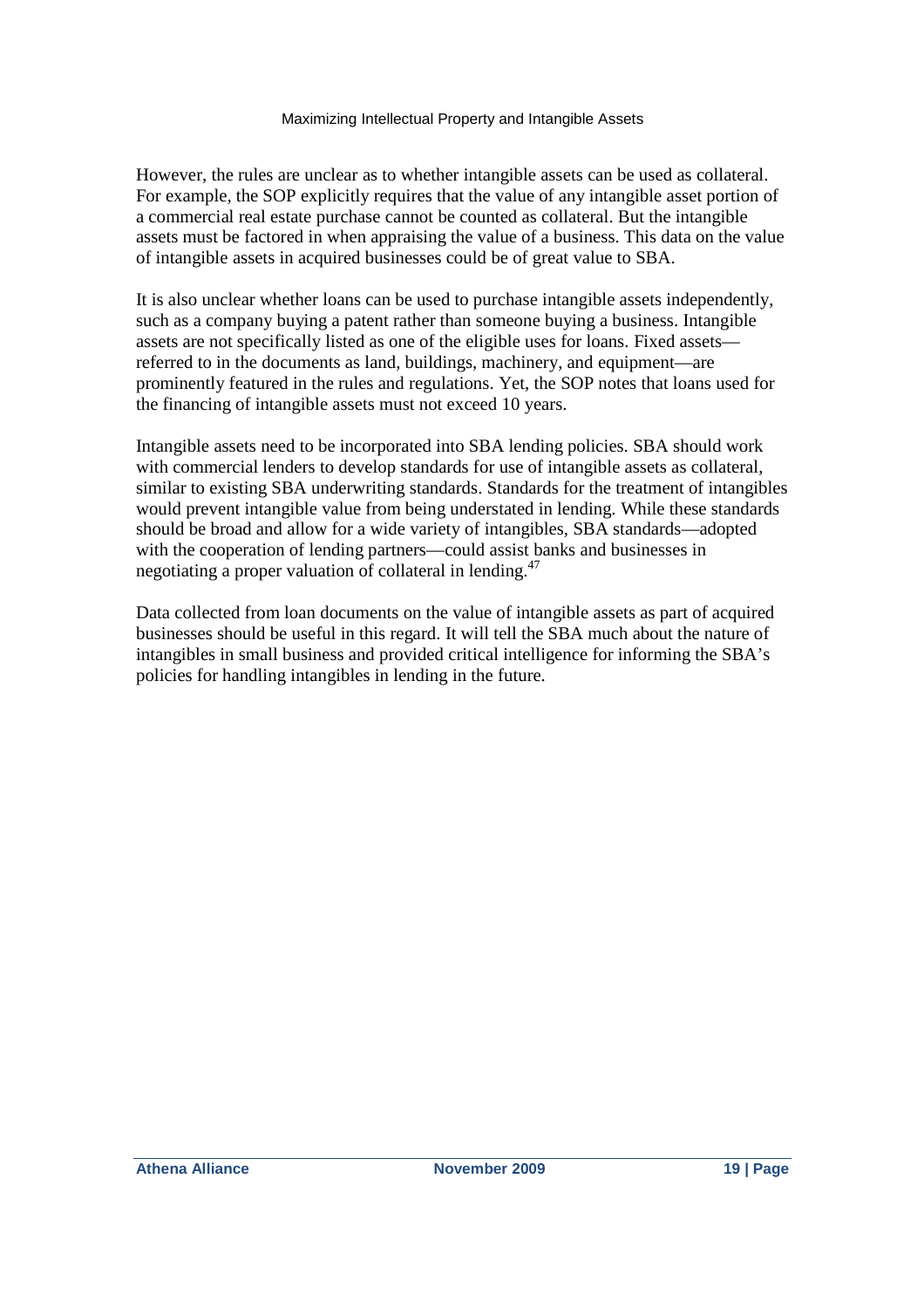However, the rules are unclear as to whether intangible assets can be used as collateral. For example, the SOP explicitly requires that the value of any intangible asset portion of a commercial real estate purchase cannot be counted as collateral. But the intangible assets must be factored in when appraising the value of a business. This data on the value of intangible assets in acquired businesses could be of great value to SBA.

It is also unclear whether loans can be used to purchase intangible assets independently, such as a company buying a patent rather than someone buying a business. Intangible assets are not specifically listed as one of the eligible uses for loans. Fixed assets—referred to in the documents as land, buildings, machinery, and equipment—are prominently featured in the rules and regulations. Yet, the SOP notes that loans used for the financing of intangible assets must not exceed 10 years.

Intangible assets need to be incorporated into SBA lending policies. SBA should work with commercial lenders to develop standards for use of intangible assets as collateral, similar to existing SBA underwriting standards. Standards for the treatment of intangibles would prevent intangible value from being understated in lending. While these standards should be broad and allow for a wide variety of intangibles, SBA standards—adopted with the cooperation of lending partners—could assist banks and businesses in negotiating a proper valuation of collateral in lending.[47]

Data collected from loan documents on the value of intangible assets as part of acquired businesses should be useful in this regard. It will tell the SBA much about the nature of intangibles in small business and provided critical intelligence for informing the SBA's policies for handling intangibles in lending in the future.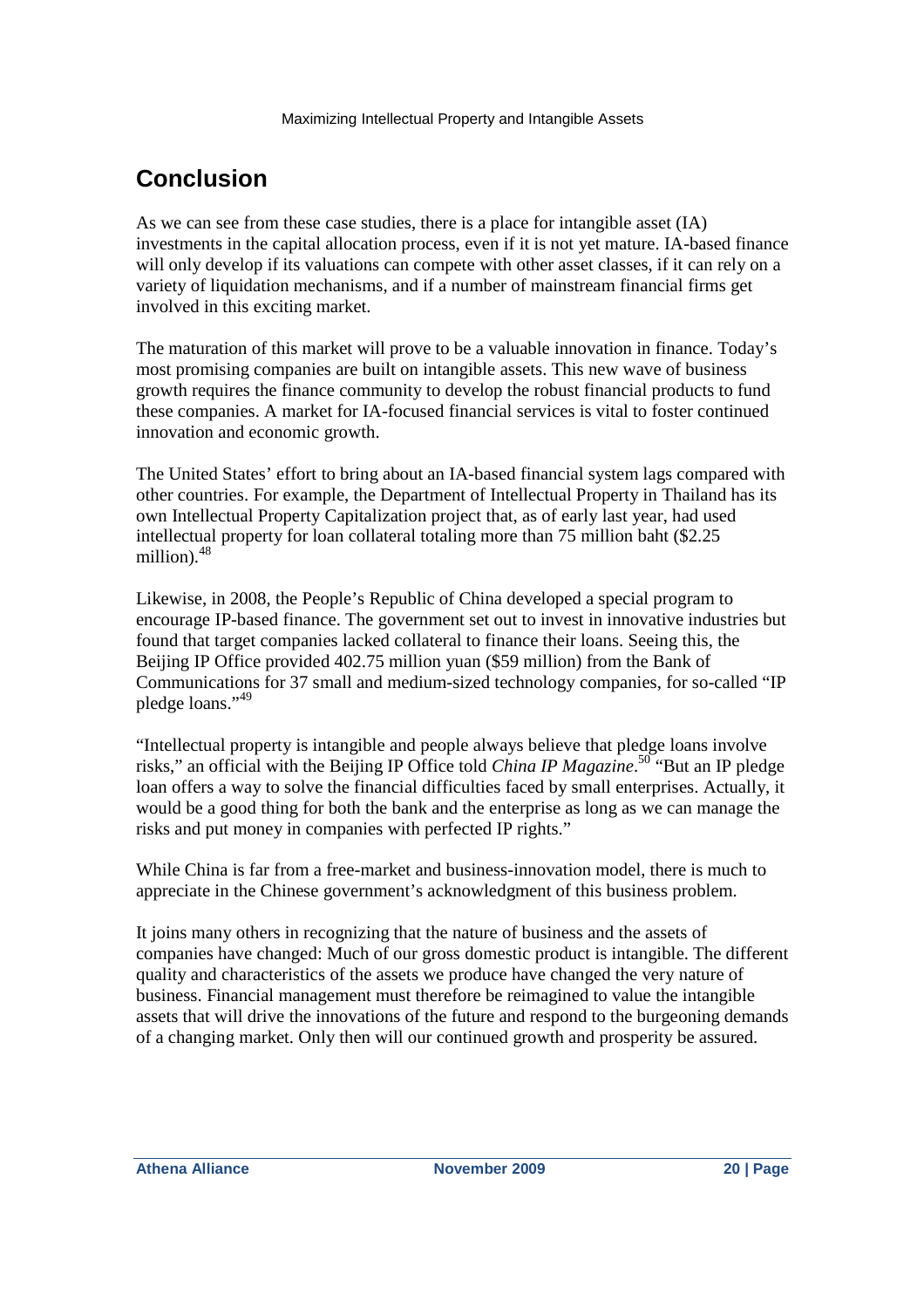## Conclusion

As we can see from these case studies, there is a place for intangible asset (IA) investments in the capital allocation process, even if it is not yet mature. IA-based finance will only develop if its valuations can compete with other asset classes, if it can rely on a variety of liquidation mechanisms, and if a number of mainstream financial firms get involved in this exciting market.

The maturation of this market will prove to be a valuable innovation in finance. Today's most promising companies are built on intangible assets. This new wave of business growth requires the finance community to develop the robust financial products to fund these companies. A market for IA-focused financial services is vital to foster continued innovation and economic growth.

The United States' effort to bring about an IA-based financial system lags compared with other countries. For example, the Department of Intellectual Property in Thailand has its own Intellectual Property Capitalization project that, as of early last year, had used intellectual property for loan collateral totaling more than 75 million baht ($2.25 million).[48]

Likewise, in 2008, the People's Republic of China developed a special program to encourage IP-based finance. The government set out to invest in innovative industries but found that target companies lacked collateral to finance their loans. Seeing this, the Beijing IP Office provided 402.75 million yuan ($59 million) from the Bank of Communications for 37 small and medium-sized technology companies, for so-called "IP pledge loans."[49]

"Intellectual property is intangible and people always believe that pledge loans involve risks," an official with the Beijing IP Office told *China IP Magazine*.[50] "But an IP pledge loan offers a way to solve the financial difficulties faced by small enterprises. Actually, it would be a good thing for both the bank and the enterprise as long as we can manage the risks and put money in companies with perfected IP rights."

While China is far from a free-market and business-innovation model, there is much to appreciate in the Chinese government's acknowledgment of this business problem.

It joins many others in recognizing that the nature of business and the assets of companies have changed: Much of our gross domestic product is intangible. The different quality and characteristics of the assets we produce have changed the very nature of business. Financial management must therefore be reimagined to value the intangible assets that will drive the innovations of the future and respond to the burgeoning demands of a changing market. Only then will our continued growth and prosperity be assured.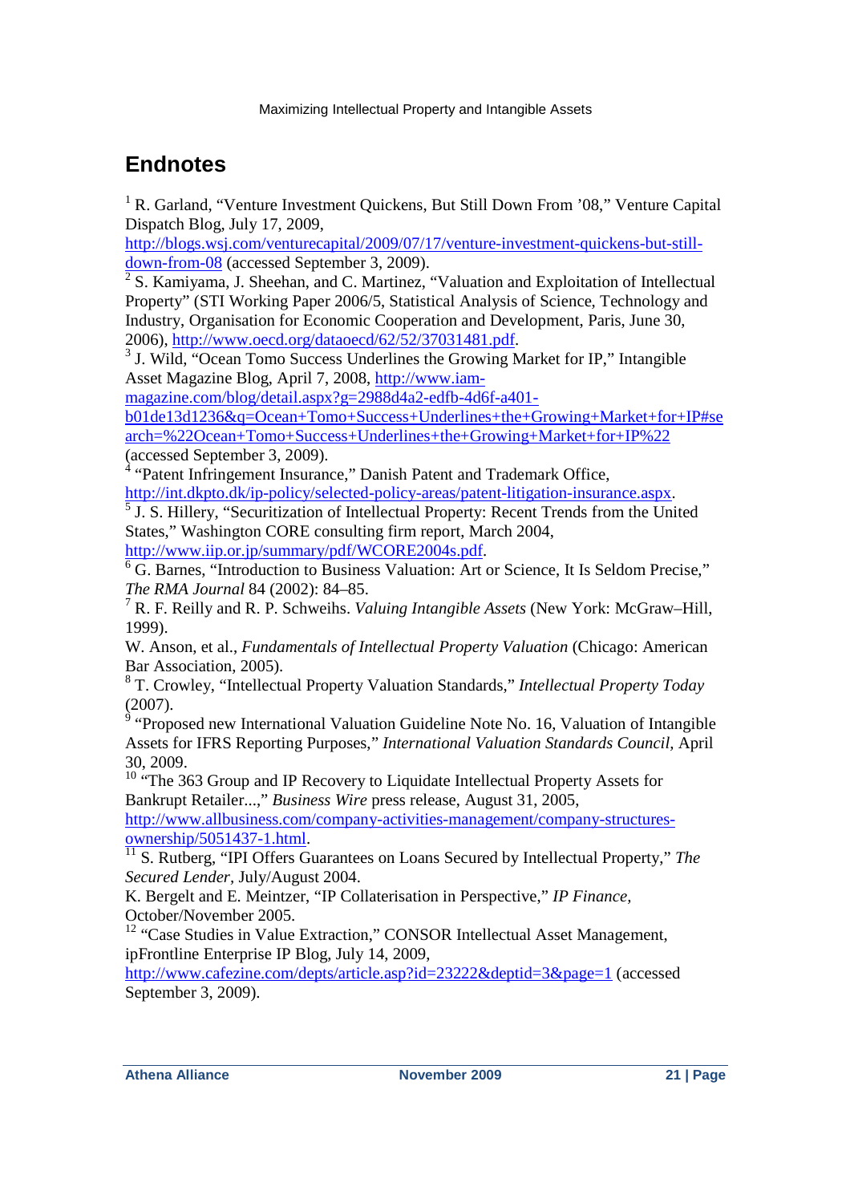## Endnotes

[1] R. Garland, "Venture Investment Quickens, But Still Down From '08," Venture Capital Dispatch Blog, July 17, 2009, http://blogs.wsj.com/venturecapital/2009/07/17/venture-investment-quickens-but-still-down-from-08 (accessed September 3, 2009).

[2] S. Kamiyama, J. Sheehan, and C. Martinez, "Valuation and Exploitation of Intellectual Property" (STI Working Paper 2006/5, Statistical Analysis of Science, Technology and Industry, Organisation for Economic Cooperation and Development, Paris, June 30, 2006), http://www.oecd.org/dataoecd/62/52/37031481.pdf.

[3] J. Wild, "Ocean Tomo Success Underlines the Growing Market for IP," Intangible Asset Magazine Blog, April 7, 2008, http://www.iam-magazine.com/blog/detail.aspx?g=2988d4a2-edfb-4d6f-a401-b01de13d1236&q=Ocean+Tomo+Success+Underlines+the+Growing+Market+for+IP#search=%22Ocean+Tomo+Success+Underlines+the+Growing+Market+for+IP%22 (accessed September 3, 2009).

[4] "Patent Infringement Insurance," Danish Patent and Trademark Office, http://int.dkpto.dk/ip-policy/selected-policy-areas/patent-litigation-insurance.aspx.

[5] J. S. Hillery, "Securitization of Intellectual Property: Recent Trends from the United States," Washington CORE consulting firm report, March 2004, http://www.iip.or.jp/summary/pdf/WCORE2004s.pdf.

[6] G. Barnes, "Introduction to Business Valuation: Art or Science, It Is Seldom Precise," *The RMA Journal* 84 (2002): 84–85.

[7] R. F. Reilly and R. P. Schweihs. *Valuing Intangible Assets* (New York: McGraw–Hill, 1999).

W. Anson, et al., *Fundamentals of Intellectual Property Valuation* (Chicago: American Bar Association, 2005).

[8] T. Crowley, "Intellectual Property Valuation Standards," *Intellectual Property Today* (2007).

[9] "Proposed new International Valuation Guideline Note No. 16, Valuation of Intangible Assets for IFRS Reporting Purposes," *International Valuation Standards Council*, April 30, 2009.

[10] "The 363 Group and IP Recovery to Liquidate Intellectual Property Assets for Bankrupt Retailer...," *Business Wire* press release, August 31, 2005, http://www.allbusiness.com/company-activities-management/company-structures-ownership/5051437-1.html.

[11] S. Rutberg, "IPI Offers Guarantees on Loans Secured by Intellectual Property," *The Secured Lender*, July/August 2004.

K. Bergelt and E. Meintzer, "IP Collaterisation in Perspective," *IP Finance*, October/November 2005.

[12] "Case Studies in Value Extraction," CONSOR Intellectual Asset Management, ipFrontline Enterprise IP Blog, July 14, 2009, http://www.cafezine.com/depts/article.asp?id=23222&deptid=3&page=1 (accessed September 3, 2009).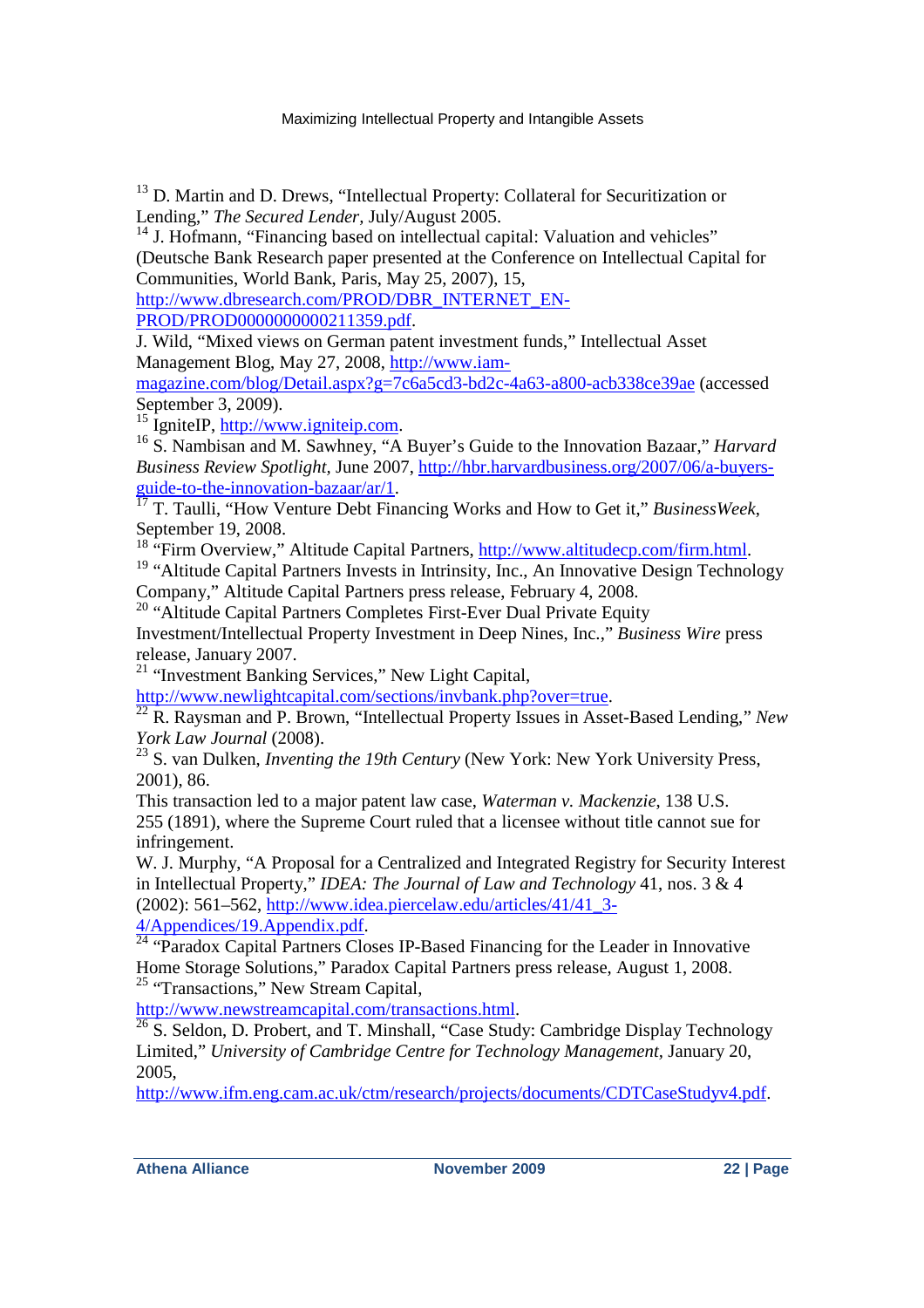[13] D. Martin and D. Drews, "Intellectual Property: Collateral for Securitization or Lending," *The Secured Lender,* July/August 2005.

[14] J. Hofmann, "Financing based on intellectual capital: Valuation and vehicles" (Deutsche Bank Research paper presented at the Conference on Intellectual Capital for Communities, World Bank, Paris, May 25, 2007), 15, http://www.dbresearch.com/PROD/DBR_INTERNET_EN-PROD/PROD0000000000211359.pdf.

J. Wild, "Mixed views on German patent investment funds," Intellectual Asset Management Blog, May 27, 2008, http://www.iam-magazine.com/blog/Detail.aspx?g=7c6a5cd3-bd2c-4a63-a800-acb338ce39ae (accessed September 3, 2009).

[15] IgniteIP, http://www.igniteip.com.

[16] S. Nambisan and M. Sawhney, "A Buyer's Guide to the Innovation Bazaar," *Harvard Business Review Spotlight*, June 2007, http://hbr.harvardbusiness.org/2007/06/a-buyers-guide-to-the-innovation-bazaar/ar/1.

[17] T. Taulli, "How Venture Debt Financing Works and How to Get it," *BusinessWeek*, September 19, 2008.

[18] "Firm Overview," Altitude Capital Partners, http://www.altitudecp.com/firm.html.

[19] "Altitude Capital Partners Invests in Intrinsity, Inc., An Innovative Design Technology Company," Altitude Capital Partners press release, February 4, 2008.

[20] "Altitude Capital Partners Completes First-Ever Dual Private Equity Investment/Intellectual Property Investment in Deep Nines, Inc.," *Business Wire* press release, January 2007.

[21] "Investment Banking Services," New Light Capital, http://www.newlightcapital.com/sections/invbank.php?over=true.

[22] R. Raysman and P. Brown, "Intellectual Property Issues in Asset-Based Lending," *New York Law Journal* (2008).

[23] S. van Dulken, *Inventing the 19th Century* (New York: New York University Press, 2001), 86.

This transaction led to a major patent law case, *Waterman v. Mackenzie*, 138 U.S. 255 (1891), where the Supreme Court ruled that a licensee without title cannot sue for infringement.

W. J. Murphy, "A Proposal for a Centralized and Integrated Registry for Security Interest in Intellectual Property," *IDEA: The Journal of Law and Technology* 41, nos. 3 & 4 (2002): 561–562, http://www.idea.piercelaw.edu/articles/41/41_3-4/Appendices/19.Appendix.pdf.

[24] "Paradox Capital Partners Closes IP-Based Financing for the Leader in Innovative Home Storage Solutions," Paradox Capital Partners press release, August 1, 2008.

[25] "Transactions," New Stream Capital, http://www.newstreamcapital.com/transactions.html.

[26] S. Seldon, D. Probert, and T. Minshall, "Case Study: Cambridge Display Technology Limited," *University of Cambridge Centre for Technology Management*, January 20, 2005, http://www.ifm.eng.cam.ac.uk/ctm/research/projects/documents/CDTCaseStudyv4.pdf.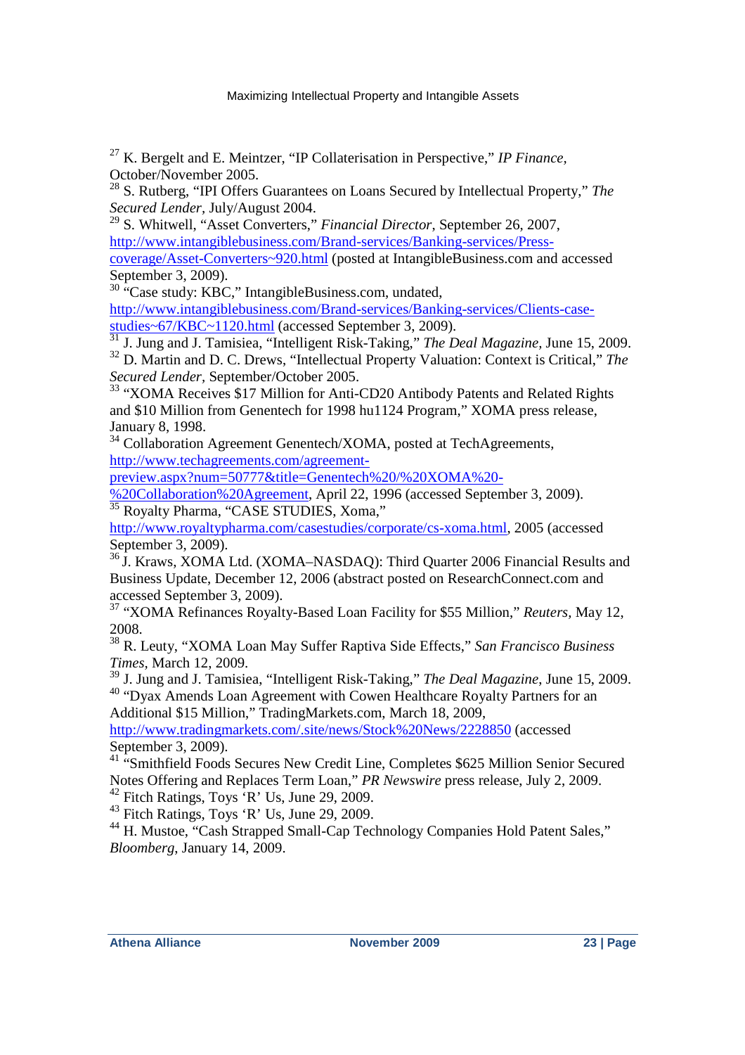[27] K. Bergelt and E. Meintzer, "IP Collaterisation in Perspective," *IP Finance*, October/November 2005.

[28] S. Rutberg, "IPI Offers Guarantees on Loans Secured by Intellectual Property," *The Secured Lender*, July/August 2004.

[29] S. Whitwell, "Asset Converters," *Financial Director*, September 26, 2007, http://www.intangiblebusiness.com/Brand-services/Banking-services/Press-coverage/Asset-Converters~920.html (posted at IntangibleBusiness.com and accessed September 3, 2009).

[30] "Case study: KBC," IntangibleBusiness.com, undated, http://www.intangiblebusiness.com/Brand-services/Banking-services/Clients-case-studies~67/KBC~1120.html (accessed September 3, 2009).

[31] J. Jung and J. Tamisiea, "Intelligent Risk-Taking," *The Deal Magazine*, June 15, 2009.

[32] D. Martin and D. C. Drews, "Intellectual Property Valuation: Context is Critical," *The Secured Lender*, September/October 2005.

[33] "XOMA Receives $17 Million for Anti-CD20 Antibody Patents and Related Rights and $10 Million from Genentech for 1998 hu1124 Program," XOMA press release, January 8, 1998.

[34] Collaboration Agreement Genentech/XOMA, posted at TechAgreements, http://www.techagreements.com/agreement-preview.aspx?num=50777&title=Genentech%20/%20XOMA%20-%20Collaboration%20Agreement, April 22, 1996 (accessed September 3, 2009).

[35] Royalty Pharma, "CASE STUDIES, Xoma," http://www.royaltypharma.com/casestudies/corporate/cs-xoma.html, 2005 (accessed September 3, 2009).

[36] J. Kraws, XOMA Ltd. (XOMA–NASDAQ): Third Quarter 2006 Financial Results and Business Update, December 12, 2006 (abstract posted on ResearchConnect.com and accessed September 3, 2009).

[37] "XOMA Refinances Royalty-Based Loan Facility for $55 Million," *Reuters*, May 12, 2008.

[38] R. Leuty, "XOMA Loan May Suffer Raptiva Side Effects," *San Francisco Business Times*, March 12, 2009.

[39] J. Jung and J. Tamisiea, "Intelligent Risk-Taking," *The Deal Magazine*, June 15, 2009.

[40] "Dyax Amends Loan Agreement with Cowen Healthcare Royalty Partners for an Additional $15 Million," TradingMarkets.com, March 18, 2009, http://www.tradingmarkets.com/.site/news/Stock%20News/2228850 (accessed September 3, 2009).

[41] "Smithfield Foods Secures New Credit Line, Completes $625 Million Senior Secured Notes Offering and Replaces Term Loan," *PR Newswire* press release, July 2, 2009.

[42] Fitch Ratings, Toys 'R' Us, June 29, 2009.

[43] Fitch Ratings, Toys 'R' Us, June 29, 2009.

[44] H. Mustoe, "Cash Strapped Small-Cap Technology Companies Hold Patent Sales," *Bloomberg*, January 14, 2009.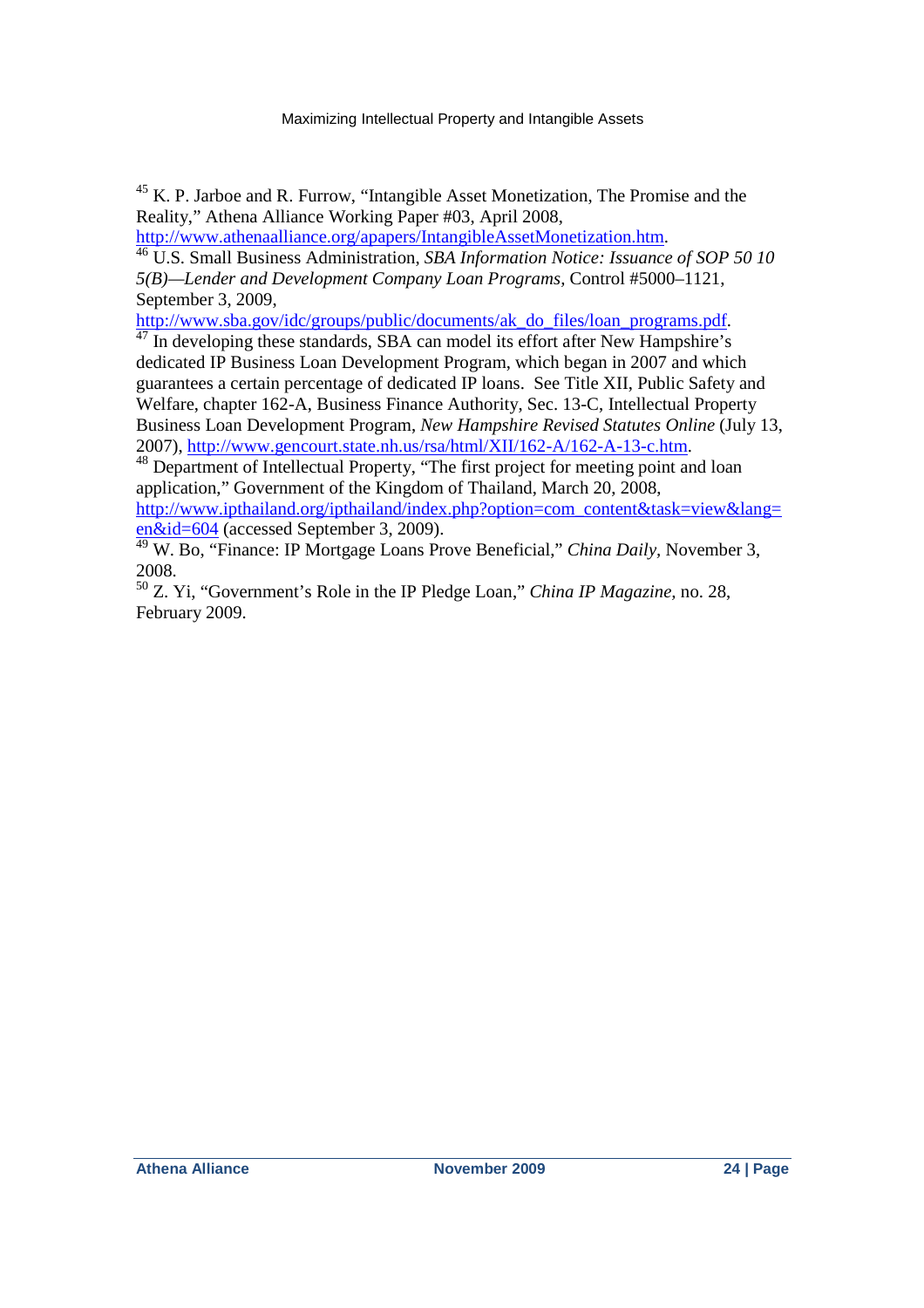[45] K. P. Jarboe and R. Furrow, "Intangible Asset Monetization, The Promise and the Reality," Athena Alliance Working Paper #03, April 2008, http://www.athenaalliance.org/apapers/IntangibleAssetMonetization.htm.

[46] U.S. Small Business Administration, *SBA Information Notice: Issuance of SOP 50 10 5(B)—Lender and Development Company Loan Programs*, Control #5000–1121, September 3, 2009, http://www.sba.gov/idc/groups/public/documents/ak_do_files/loan_programs.pdf.

[47] In developing these standards, SBA can model its effort after New Hampshire's dedicated IP Business Loan Development Program, which began in 2007 and which guarantees a certain percentage of dedicated IP loans. See Title XII, Public Safety and Welfare, chapter 162-A, Business Finance Authority, Sec. 13-C, Intellectual Property Business Loan Development Program, *New Hampshire Revised Statutes Online* (July 13, 2007), http://www.gencourt.state.nh.us/rsa/html/XII/162-A/162-A-13-c.htm.

[48] Department of Intellectual Property, "The first project for meeting point and loan application," Government of the Kingdom of Thailand, March 20, 2008, http://www.ipthailand.org/ipthailand/index.php?option=com_content&task=view&lang=en&id=604 (accessed September 3, 2009).

[49] W. Bo, "Finance: IP Mortgage Loans Prove Beneficial," *China Daily*, November 3, 2008.

[50] Z. Yi, "Government's Role in the IP Pledge Loan," *China IP Magazine*, no. 28, February 2009.